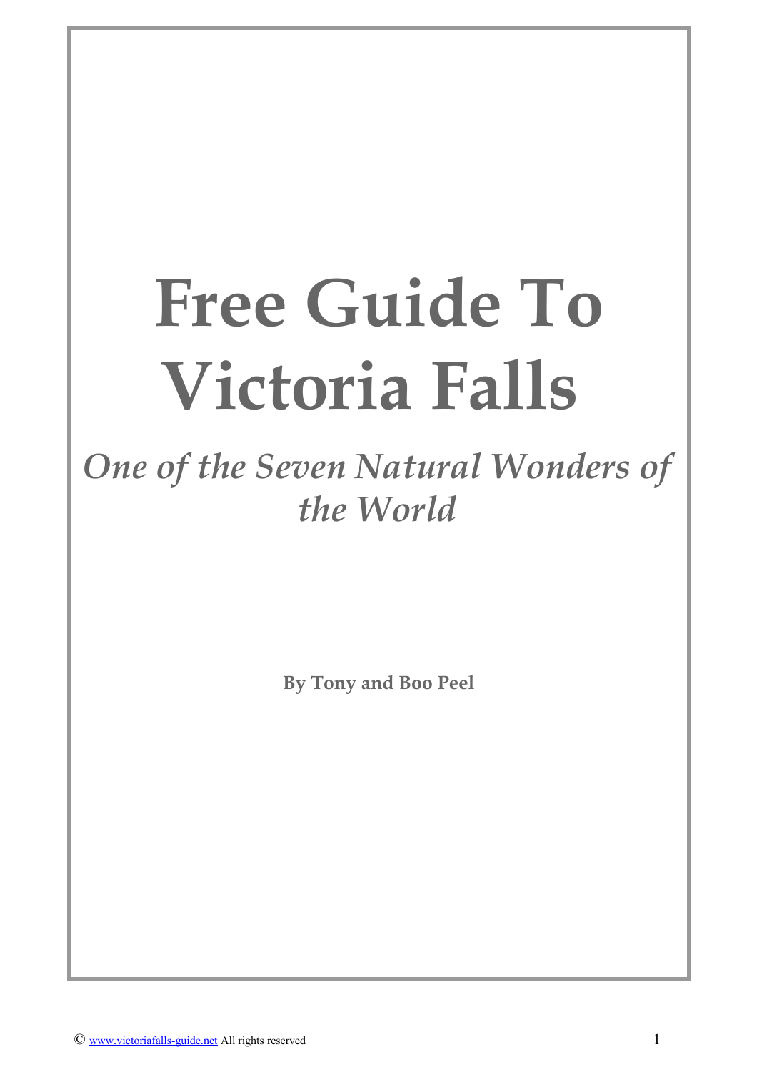# Free Guide To Victoria Falls

*One of the Seven Natural Wonders of the World*

**By Tony and Boo Peel**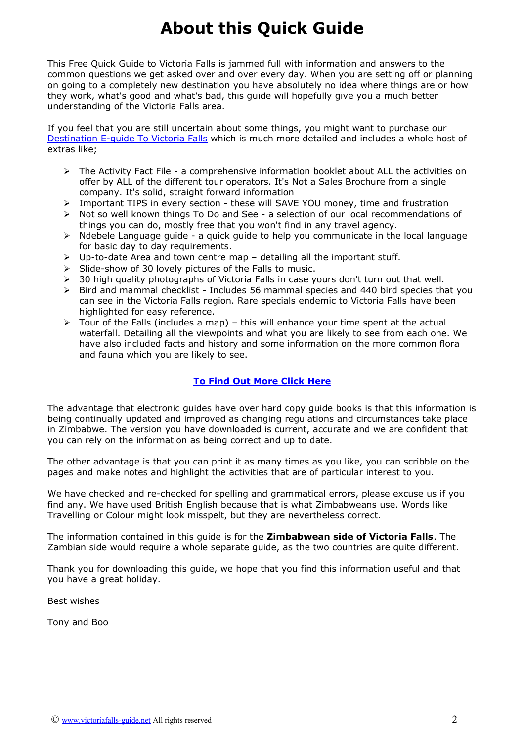# About this Quick Guide

This Free Quick Guide to Victoria Falls is jammed full with information and answers to the common questions we get asked over and over every day. When you are setting off or planning on going to a completely new destination you have absolutely no idea where things are or how they work, what's good and what's bad, this guide will hopefully give you a much better understanding of the Victoria Falls area.

If you feel that you are still uncertain about some things, you might want to purchase our [Destination E-guide To Victoria Falls](#) which is much more detailed and includes a whole host of extras like;

- The Activity Fact File - a comprehensive information booklet about ALL the activities on offer by ALL of the different tour operators. It's Not a Sales Brochure from a single company. It's solid, straight forward information
- Important TIPS in every section - these will SAVE YOU money, time and frustration
- Not so well known things To Do and See - a selection of our local recommendations of things you can do, mostly free that you won't find in any travel agency.
- Ndebele Language guide - a quick guide to help you communicate in the local language for basic day to day requirements.
- Up-to-date Area and town centre map – detailing all the important stuff.
- Slide-show of 30 lovely pictures of the Falls to music.
- 30 high quality photographs of Victoria Falls in case yours don't turn out that well.
- Bird and mammal checklist - Includes 56 mammal species and 440 bird species that you can see in the Victoria Falls region. Rare specials endemic to Victoria Falls have been highlighted for easy reference.
- Tour of the Falls (includes a map) – this will enhance your time spent at the actual waterfall. Detailing all the viewpoints and what you are likely to see from each one. We have also included facts and history and some information on the more common flora and fauna which you are likely to see.

**[To Find Out More Click Here](#)**

The advantage that electronic guides have over hard copy guide books is that this information is being continually updated and improved as changing regulations and circumstances take place in Zimbabwe. The version you have downloaded is current, accurate and we are confident that you can rely on the information as being correct and up to date.

The other advantage is that you can print it as many times as you like, you can scribble on the pages and make notes and highlight the activities that are of particular interest to you.

We have checked and re-checked for spelling and grammatical errors, please excuse us if you find any. We have used British English because that is what Zimbabweans use. Words like Travelling or Colour might look misspelt, but they are nevertheless correct.

The information contained in this guide is for the **Zimbabwean side of Victoria Falls**. The Zambian side would require a whole separate guide, as the two countries are quite different.

Thank you for downloading this guide, we hope that you find this information useful and that you have a great holiday.

Best wishes

Tony and Boo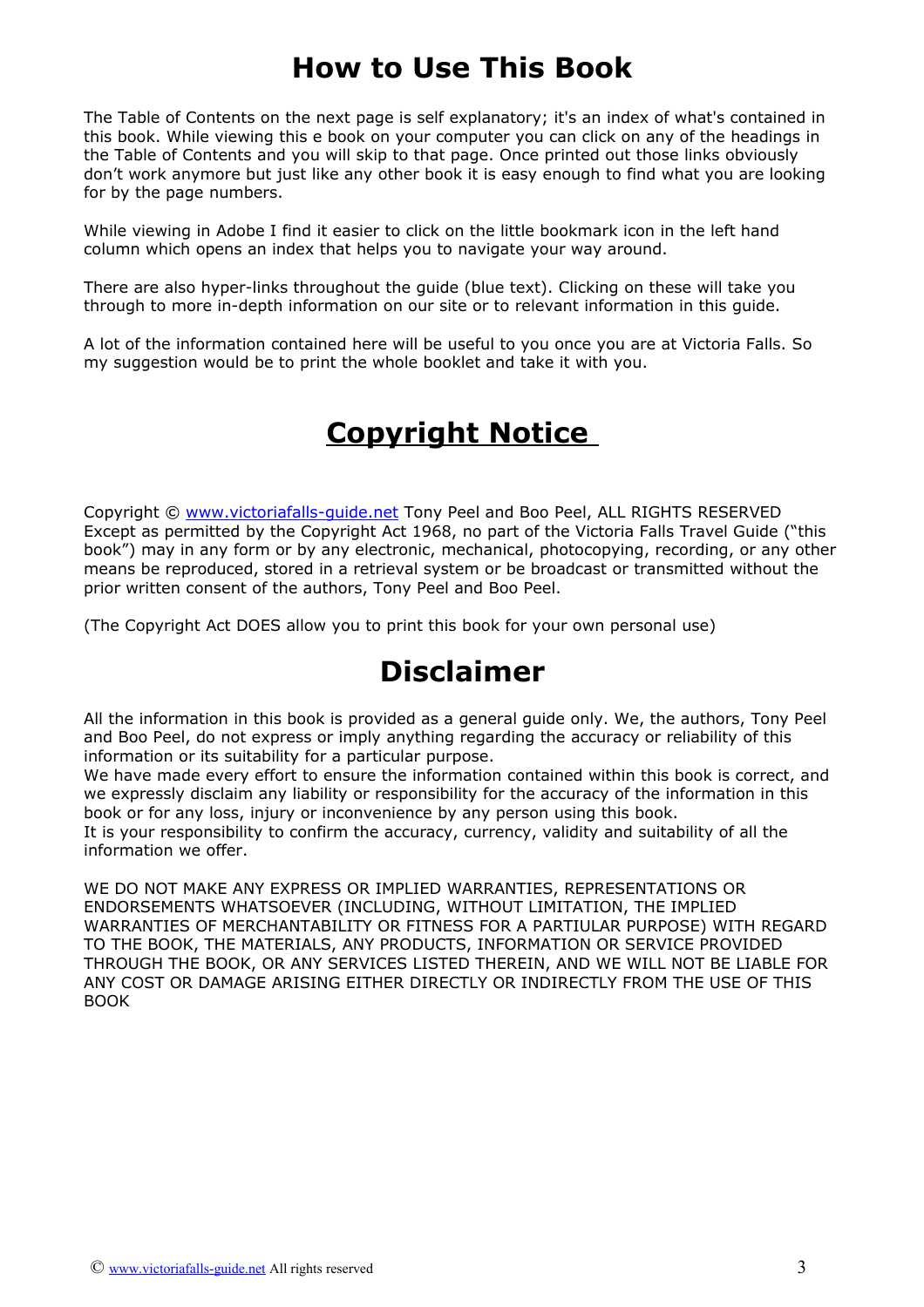# How to Use This Book

The Table of Contents on the next page is self explanatory; it's an index of what's contained in this book. While viewing this e book on your computer you can click on any of the headings in the Table of Contents and you will skip to that page. Once printed out those links obviously don't work anymore but just like any other book it is easy enough to find what you are looking for by the page numbers.

While viewing in Adobe I find it easier to click on the little bookmark icon in the left hand column which opens an index that helps you to navigate your way around.

There are also hyper-links throughout the guide (blue text). Clicking on these will take you through to more in-depth information on our site or to relevant information in this guide.

A lot of the information contained here will be useful to you once you are at Victoria Falls. So my suggestion would be to print the whole booklet and take it with you.

# Copyright Notice

Copyright © www.victoriafalls-guide.net Tony Peel and Boo Peel, ALL RIGHTS RESERVED
Except as permitted by the Copyright Act 1968, no part of the Victoria Falls Travel Guide ("this book") may in any form or by any electronic, mechanical, photocopying, recording, or any other means be reproduced, stored in a retrieval system or be broadcast or transmitted without the prior written consent of the authors, Tony Peel and Boo Peel.

(The Copyright Act DOES allow you to print this book for your own personal use)

# Disclaimer

All the information in this book is provided as a general guide only. We, the authors, Tony Peel and Boo Peel, do not express or imply anything regarding the accuracy or reliability of this information or its suitability for a particular purpose.
We have made every effort to ensure the information contained within this book is correct, and we expressly disclaim any liability or responsibility for the accuracy of the information in this book or for any loss, injury or inconvenience by any person using this book.
It is your responsibility to confirm the accuracy, currency, validity and suitability of all the information we offer.

WE DO NOT MAKE ANY EXPRESS OR IMPLIED WARRANTIES, REPRESENTATIONS OR ENDORSEMENTS WHATSOEVER (INCLUDING, WITHOUT LIMITATION, THE IMPLIED WARRANTIES OF MERCHANTABILITY OR FITNESS FOR A PARTIULAR PURPOSE) WITH REGARD TO THE BOOK, THE MATERIALS, ANY PRODUCTS, INFORMATION OR SERVICE PROVIDED THROUGH THE BOOK, OR ANY SERVICES LISTED THEREIN, AND WE WILL NOT BE LIABLE FOR ANY COST OR DAMAGE ARISING EITHER DIRECTLY OR INDIRECTLY FROM THE USE OF THIS BOOK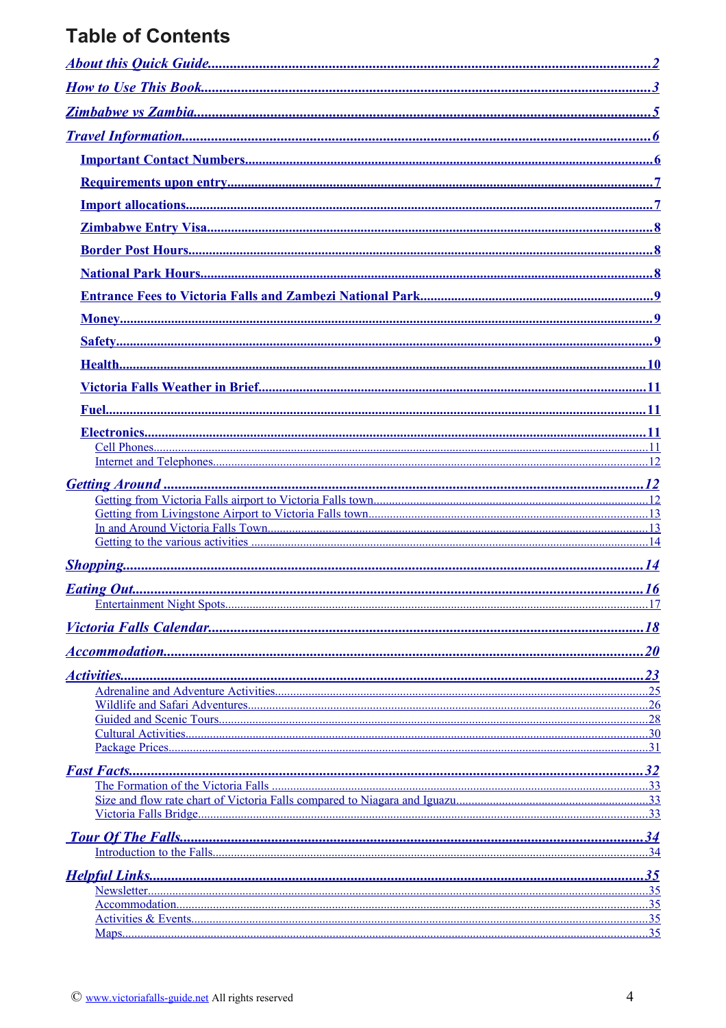# Table of Contents

[*About this Quick Guide*](#) ..... 2

[*How to Use This Book*](#) ..... 3

[*Zimbabwe vs Zambia*](#) ..... 5

[*Travel Information*](#) ..... 6

- **Important Contact Numbers** ..... 6
- **Requirements upon entry** ..... 7
- **Import allocations** ..... 7
- **Zimbabwe Entry Visa** ..... 8
- **Border Post Hours** ..... 8
- **National Park Hours** ..... 8
- **Entrance Fees to Victoria Falls and Zambezi National Park** ..... 9
- **Money** ..... 9
- **Safety** ..... 9
- **Health** ..... 10
- **Victoria Falls Weather in Brief** ..... 11
- **Fuel** ..... 11
- **Electronics** ..... 11
  - Cell Phones ..... 11
  - Internet and Telephones ..... 12

*Getting Around* ..... 12

- Getting from Victoria Falls airport to Victoria Falls town ..... 12
- Getting from Livingstone Airport to Victoria Falls town ..... 13
- In and Around Victoria Falls Town ..... 13
- Getting to the various activities ..... 14

*Shopping* ..... 14

*Eating Out* ..... 16

- Entertainment Night Spots ..... 17

*Victoria Falls Calendar* ..... 18

*Accommodation* ..... 20

*Activities* ..... 23

- Adrenaline and Adventure Activities ..... 25
- Wildlife and Safari Adventures ..... 26
- Guided and Scenic Tours ..... 28
- Cultural Activities ..... 30
- Package Prices ..... 31

*Fast Facts* ..... 32

- The Formation of the Victoria Falls ..... 33
- Size and flow rate chart of Victoria Falls compared to Niagara and Iguazu ..... 33
- Victoria Falls Bridge ..... 33

*Tour Of The Falls* ..... 34

- Introduction to the Falls ..... 34

*Helpful Links* ..... 35

- Newsletter ..... 35
- Accommodation ..... 35
- Activities & Events ..... 35
- Maps ..... 35

© www.victoriafalls-guide.net All rights reserved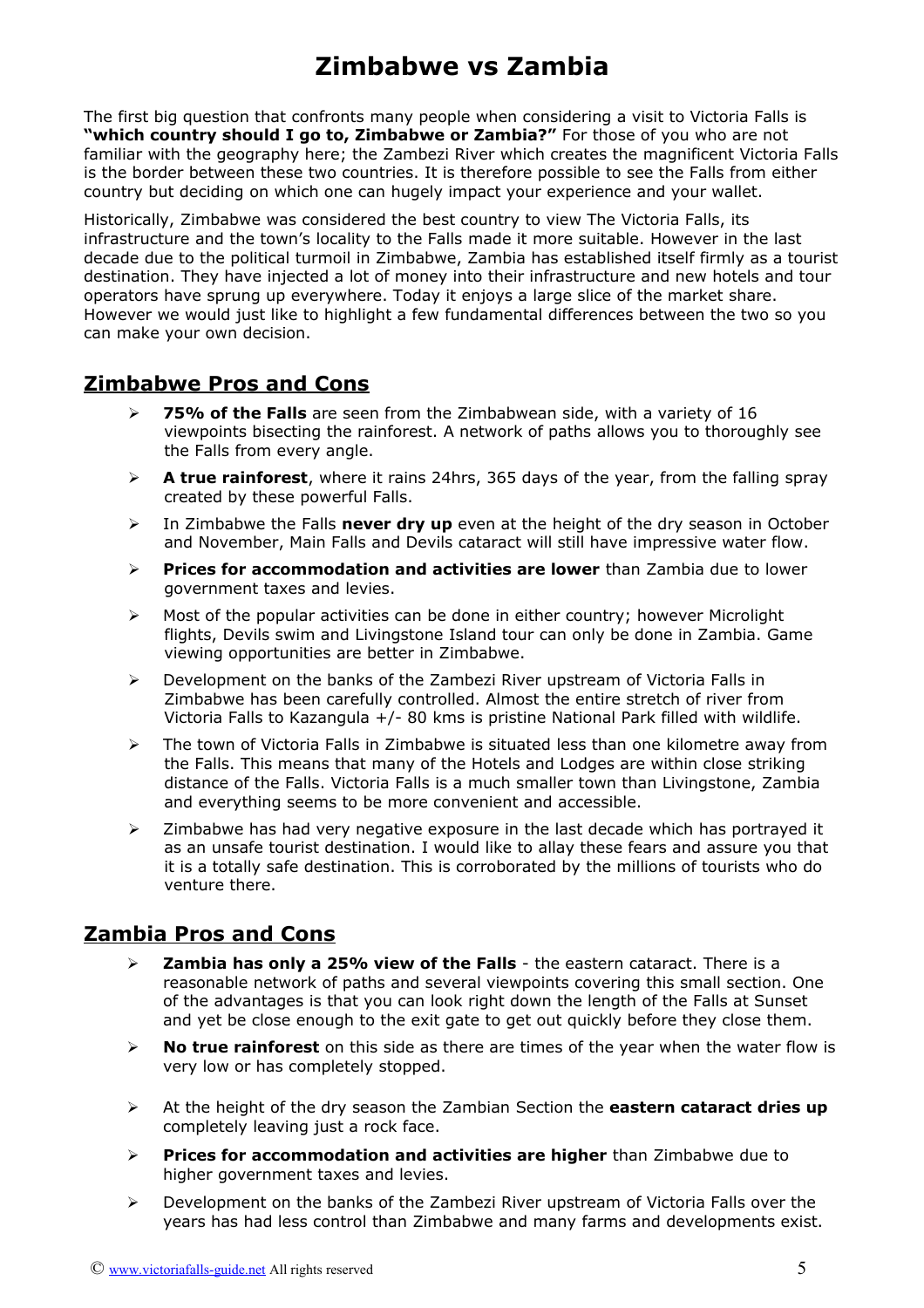# Zimbabwe vs Zambia

The first big question that confronts many people when considering a visit to Victoria Falls is **"which country should I go to, Zimbabwe or Zambia?"** For those of you who are not familiar with the geography here; the Zambezi River which creates the magnificent Victoria Falls is the border between these two countries. It is therefore possible to see the Falls from either country but deciding on which one can hugely impact your experience and your wallet.

Historically, Zimbabwe was considered the best country to view The Victoria Falls, its infrastructure and the town's locality to the Falls made it more suitable. However in the last decade due to the political turmoil in Zimbabwe, Zambia has established itself firmly as a tourist destination. They have injected a lot of money into their infrastructure and new hotels and tour operators have sprung up everywhere. Today it enjoys a large slice of the market share. However we would just like to highlight a few fundamental differences between the two so you can make your own decision.

## Zimbabwe Pros and Cons

- **75% of the Falls** are seen from the Zimbabwean side, with a variety of 16 viewpoints bisecting the rainforest. A network of paths allows you to thoroughly see the Falls from every angle.
- **A true rainforest**, where it rains 24hrs, 365 days of the year, from the falling spray created by these powerful Falls.
- In Zimbabwe the Falls **never dry up** even at the height of the dry season in October and November, Main Falls and Devils cataract will still have impressive water flow.
- **Prices for accommodation and activities are lower** than Zambia due to lower government taxes and levies.
- Most of the popular activities can be done in either country; however Microlight flights, Devils swim and Livingstone Island tour can only be done in Zambia. Game viewing opportunities are better in Zimbabwe.
- Development on the banks of the Zambezi River upstream of Victoria Falls in Zimbabwe has been carefully controlled. Almost the entire stretch of river from Victoria Falls to Kazangula +/- 80 kms is pristine National Park filled with wildlife.
- The town of Victoria Falls in Zimbabwe is situated less than one kilometre away from the Falls. This means that many of the Hotels and Lodges are within close striking distance of the Falls. Victoria Falls is a much smaller town than Livingstone, Zambia and everything seems to be more convenient and accessible.
- Zimbabwe has had very negative exposure in the last decade which has portrayed it as an unsafe tourist destination. I would like to allay these fears and assure you that it is a totally safe destination. This is corroborated by the millions of tourists who do venture there.

## Zambia Pros and Cons

- **Zambia has only a 25% view of the Falls** - the eastern cataract. There is a reasonable network of paths and several viewpoints covering this small section. One of the advantages is that you can look right down the length of the Falls at Sunset and yet be close enough to the exit gate to get out quickly before they close them.
- **No true rainforest** on this side as there are times of the year when the water flow is very low or has completely stopped.
- At the height of the dry season the Zambian Section the **eastern cataract dries up** completely leaving just a rock face.
- **Prices for accommodation and activities are higher** than Zimbabwe due to higher government taxes and levies.
- Development on the banks of the Zambezi River upstream of Victoria Falls over the years has had less control than Zimbabwe and many farms and developments exist.

© www.victoriafalls-guide.net All rights reserved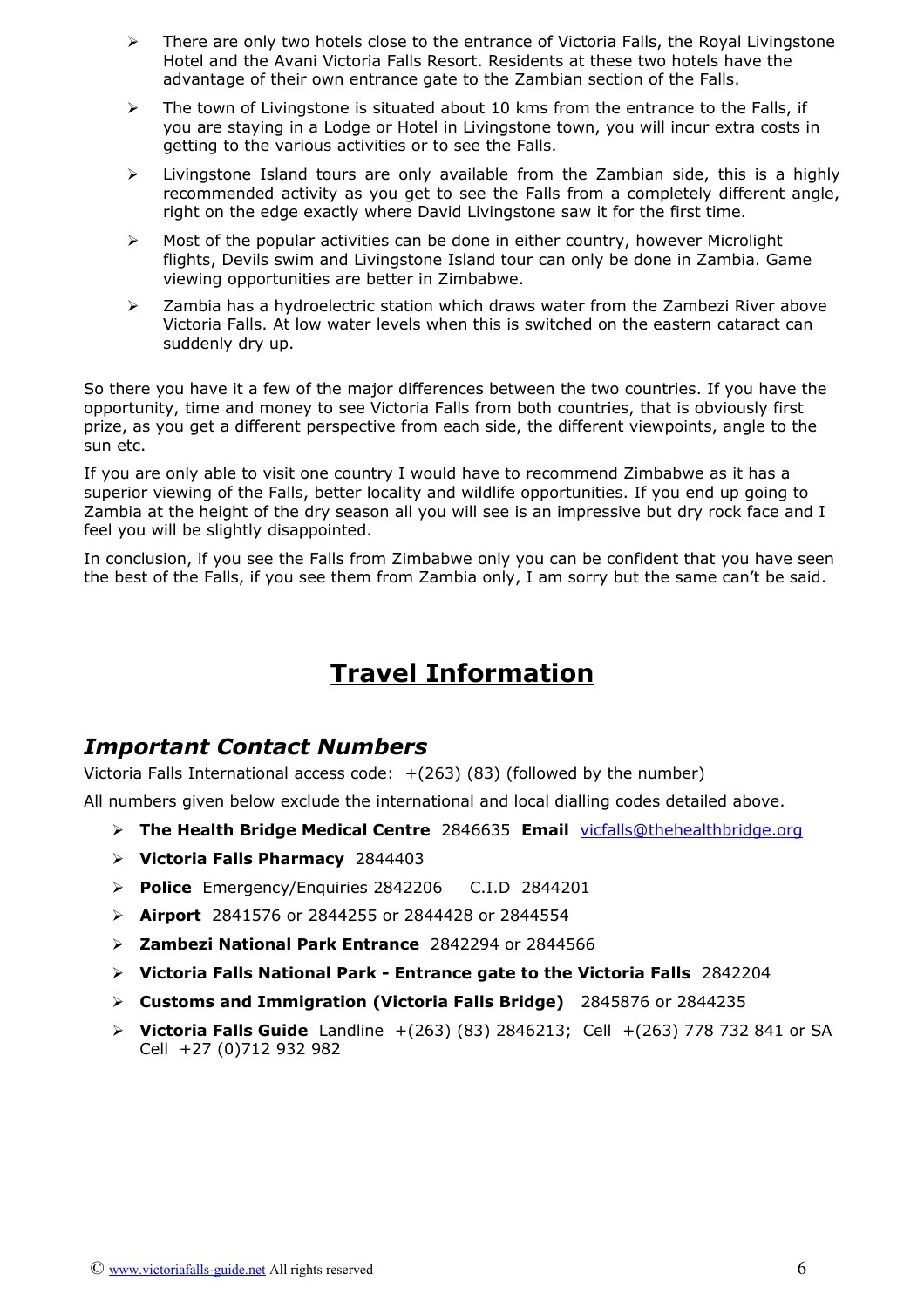- There are only two hotels close to the entrance of Victoria Falls, the Royal Livingstone Hotel and the Avani Victoria Falls Resort. Residents at these two hotels have the advantage of their own entrance gate to the Zambian section of the Falls.
- The town of Livingstone is situated about 10 kms from the entrance to the Falls, if you are staying in a Lodge or Hotel in Livingstone town, you will incur extra costs in getting to the various activities or to see the Falls.
- Livingstone Island tours are only available from the Zambian side, this is a highly recommended activity as you get to see the Falls from a completely different angle, right on the edge exactly where David Livingstone saw it for the first time.
- Most of the popular activities can be done in either country, however Microlight flights, Devils swim and Livingstone Island tour can only be done in Zambia. Game viewing opportunities are better in Zimbabwe.
- Zambia has a hydroelectric station which draws water from the Zambezi River above Victoria Falls. At low water levels when this is switched on the eastern cataract can suddenly dry up.

So there you have it a few of the major differences between the two countries. If you have the opportunity, time and money to see Victoria Falls from both countries, that is obviously first prize, as you get a different perspective from each side, the different viewpoints, angle to the sun etc.

If you are only able to visit one country I would have to recommend Zimbabwe as it has a superior viewing of the Falls, better locality and wildlife opportunities. If you end up going to Zambia at the height of the dry season all you will see is an impressive but dry rock face and I feel you will be slightly disappointed.

In conclusion, if you see the Falls from Zimbabwe only you can be confident that you have seen the best of the Falls, if you see them from Zambia only, I am sorry but the same can't be said.

# Travel Information

## *Important Contact Numbers*

Victoria Falls International access code: +(263) (83) (followed by the number)

All numbers given below exclude the international and local dialling codes detailed above.

- **The Health Bridge Medical Centre** 2846635 **Email** vicfalls@thehealthbridge.org
- **Victoria Falls Pharmacy** 2844403
- **Police** Emergency/Enquiries 2842206 C.I.D 2844201
- **Airport** 2841576 or 2844255 or 2844428 or 2844554
- **Zambezi National Park Entrance** 2842294 or 2844566
- **Victoria Falls National Park - Entrance gate to the Victoria Falls** 2842204
- **Customs and Immigration (Victoria Falls Bridge)** 2845876 or 2844235
- **Victoria Falls Guide** Landline +(263) (83) 2846213; Cell +(263) 778 732 841 or SA Cell +27 (0)712 932 982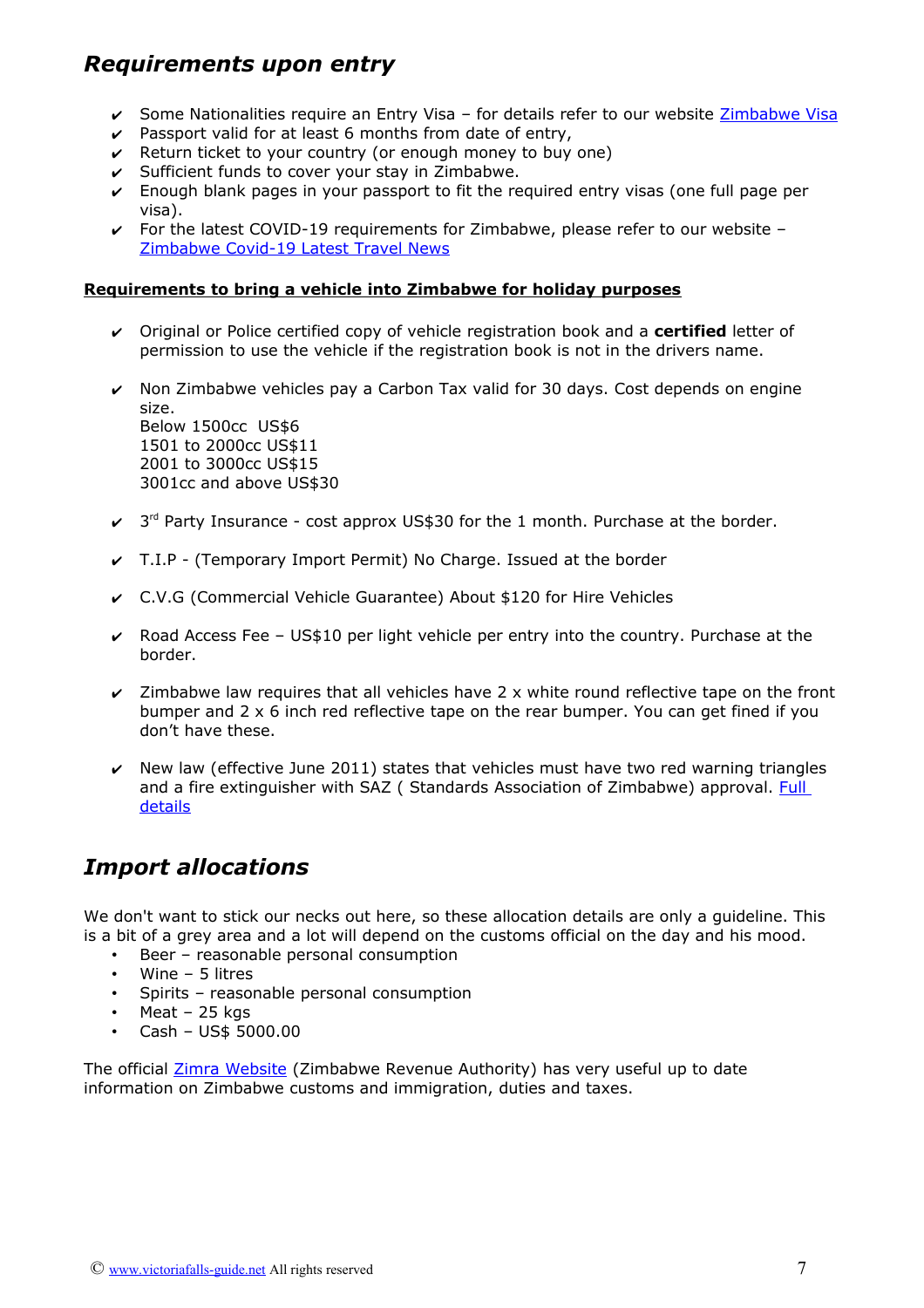## *Requirements upon entry*

- ✔ Some Nationalities require an Entry Visa – for details refer to our website [Zimbabwe Visa]
- ✔ Passport valid for at least 6 months from date of entry,
- ✔ Return ticket to your country (or enough money to buy one)
- ✔ Sufficient funds to cover your stay in Zimbabwe.
- ✔ Enough blank pages in your passport to fit the required entry visas (one full page per visa).
- ✔ For the latest COVID-19 requirements for Zimbabwe, please refer to our website – [Zimbabwe Covid-19 Latest Travel News]

**Requirements to bring a vehicle into Zimbabwe for holiday purposes**

- ✔ Original or Police certified copy of vehicle registration book and a **certified** letter of permission to use the vehicle if the registration book is not in the drivers name.

- ✔ Non Zimbabwe vehicles pay a Carbon Tax valid for 30 days. Cost depends on engine size.
  Below 1500cc US$6
  1501 to 2000cc US$11
  2001 to 3000cc US$15
  3001cc and above US$30

- ✔ 3rd Party Insurance - cost approx US$30 for the 1 month. Purchase at the border.

- ✔ T.I.P - (Temporary Import Permit) No Charge. Issued at the border

- ✔ C.V.G (Commercial Vehicle Guarantee) About $120 for Hire Vehicles

- ✔ Road Access Fee – US$10 per light vehicle per entry into the country. Purchase at the border.

- ✔ Zimbabwe law requires that all vehicles have 2 x white round reflective tape on the front bumper and 2 x 6 inch red reflective tape on the rear bumper. You can get fined if you don't have these.

- ✔ New law (effective June 2011) states that vehicles must have two red warning triangles and a fire extinguisher with SAZ ( Standards Association of Zimbabwe) approval. [Full details]

## *Import allocations*

We don't want to stick our necks out here, so these allocation details are only a guideline. This is a bit of a grey area and a lot will depend on the customs official on the day and his mood.

- Beer – reasonable personal consumption
- Wine – 5 litres
- Spirits – reasonable personal consumption
- Meat – 25 kgs
- Cash – US$ 5000.00

The official [Zimra Website] (Zimbabwe Revenue Authority) has very useful up to date information on Zimbabwe customs and immigration, duties and taxes.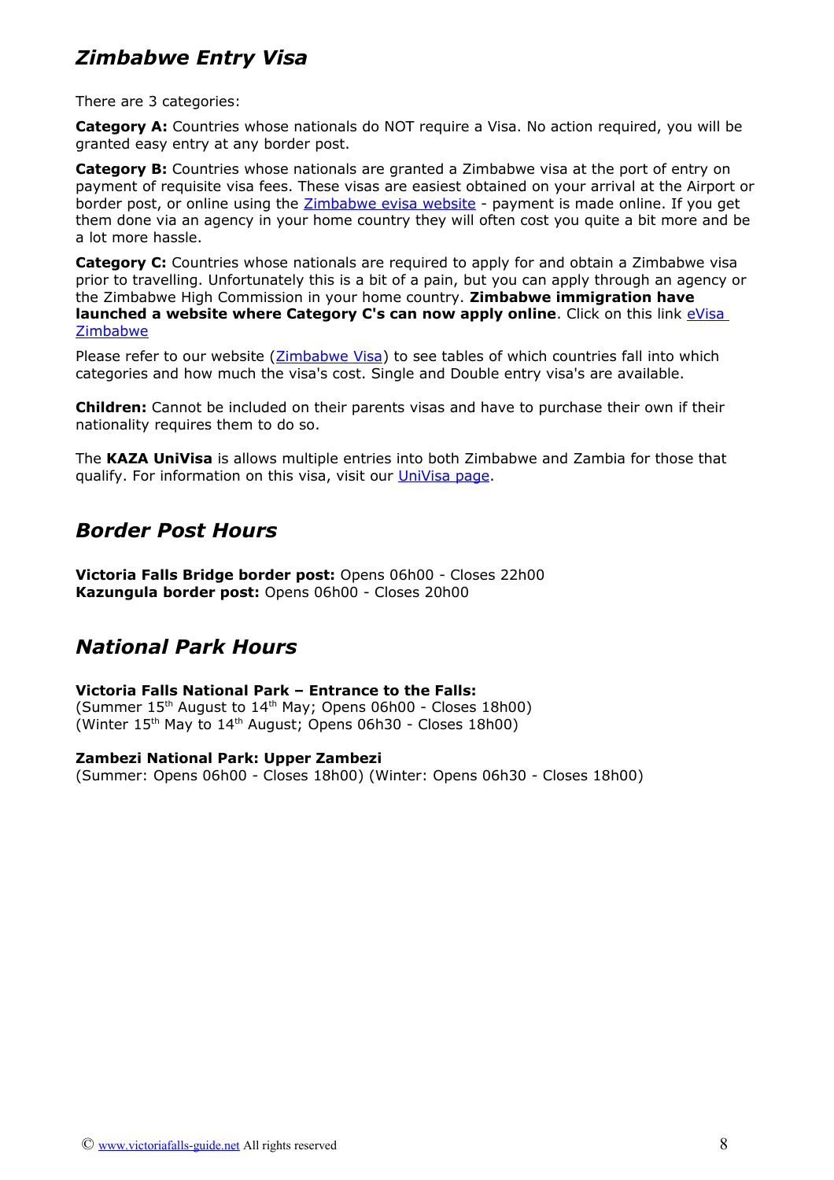## *Zimbabwe Entry Visa*

There are 3 categories:

**Category A:** Countries whose nationals do NOT require a Visa. No action required, you will be granted easy entry at any border post.

**Category B:** Countries whose nationals are granted a Zimbabwe visa at the port of entry on payment of requisite visa fees. These visas are easiest obtained on your arrival at the Airport or border post, or online using the Zimbabwe evisa website - payment is made online. If you get them done via an agency in your home country they will often cost you quite a bit more and be a lot more hassle.

**Category C:** Countries whose nationals are required to apply for and obtain a Zimbabwe visa prior to travelling. Unfortunately this is a bit of a pain, but you can apply through an agency or the Zimbabwe High Commission in your home country. **Zimbabwe immigration have launched a website where Category C's can now apply online**. Click on this link eVisa Zimbabwe

Please refer to our website (Zimbabwe Visa) to see tables of which countries fall into which categories and how much the visa's cost. Single and Double entry visa's are available.

**Children:** Cannot be included on their parents visas and have to purchase their own if their nationality requires them to do so.

The **KAZA UniVisa** is allows multiple entries into both Zimbabwe and Zambia for those that qualify. For information on this visa, visit our UniVisa page.

## *Border Post Hours*

**Victoria Falls Bridge border post:** Opens 06h00 - Closes 22h00
**Kazungula border post:** Opens 06h00 - Closes 20h00

## *National Park Hours*

**Victoria Falls National Park – Entrance to the Falls:**
(Summer 15th August to 14th May; Opens 06h00 - Closes 18h00)
(Winter 15th May to 14th August; Opens 06h30 - Closes 18h00)

**Zambezi National Park: Upper Zambezi**
(Summer: Opens 06h00 - Closes 18h00) (Winter: Opens 06h30 - Closes 18h00)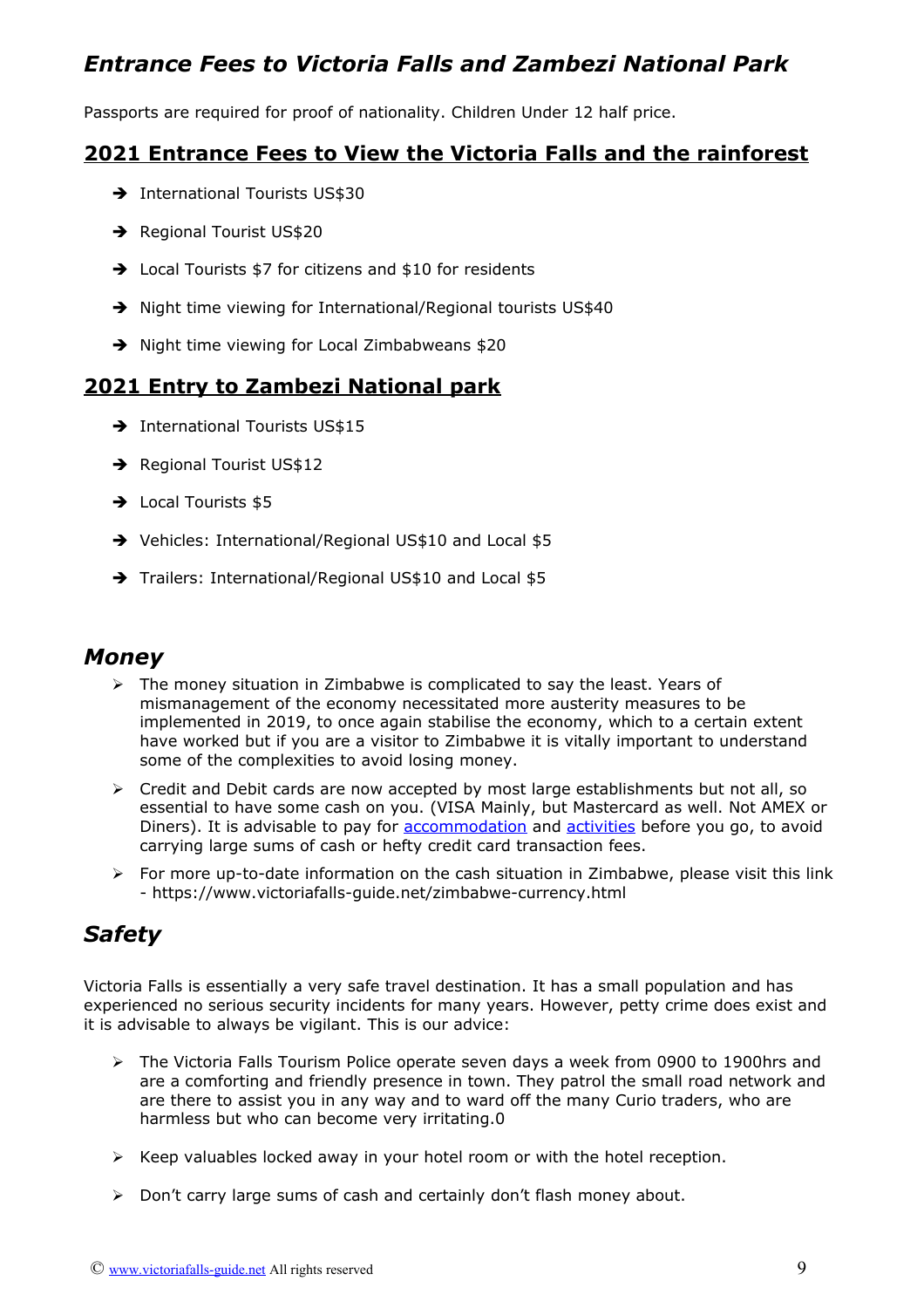## *Entrance Fees to Victoria Falls and Zambezi National Park*

Passports are required for proof of nationality. Children Under 12 half price.

### 2021 Entrance Fees to View the Victoria Falls and the rainforest

- International Tourists US$30
- Regional Tourist US$20
- Local Tourists $7 for citizens and $10 for residents
- Night time viewing for International/Regional tourists US$40
- Night time viewing for Local Zimbabweans $20

### 2021 Entry to Zambezi National park

- International Tourists US$15
- Regional Tourist US$12
- Local Tourists $5
- Vehicles: International/Regional US$10 and Local $5
- Trailers: International/Regional US$10 and Local $5

## *Money*

- The money situation in Zimbabwe is complicated to say the least. Years of mismanagement of the economy necessitated more austerity measures to be implemented in 2019, to once again stabilise the economy, which to a certain extent have worked but if you are a visitor to Zimbabwe it is vitally important to understand some of the complexities to avoid losing money.
- Credit and Debit cards are now accepted by most large establishments but not all, so essential to have some cash on you. (VISA Mainly, but Mastercard as well. Not AMEX or Diners). It is advisable to pay for accommodation and activities before you go, to avoid carrying large sums of cash or hefty credit card transaction fees.
- For more up-to-date information on the cash situation in Zimbabwe, please visit this link - https://www.victoriafalls-guide.net/zimbabwe-currency.html

## *Safety*

Victoria Falls is essentially a very safe travel destination. It has a small population and has experienced no serious security incidents for many years. However, petty crime does exist and it is advisable to always be vigilant. This is our advice:

- The Victoria Falls Tourism Police operate seven days a week from 0900 to 1900hrs and are a comforting and friendly presence in town. They patrol the small road network and are there to assist you in any way and to ward off the many Curio traders, who are harmless but who can become very irritating.0
- Keep valuables locked away in your hotel room or with the hotel reception.
- Don't carry large sums of cash and certainly don't flash money about.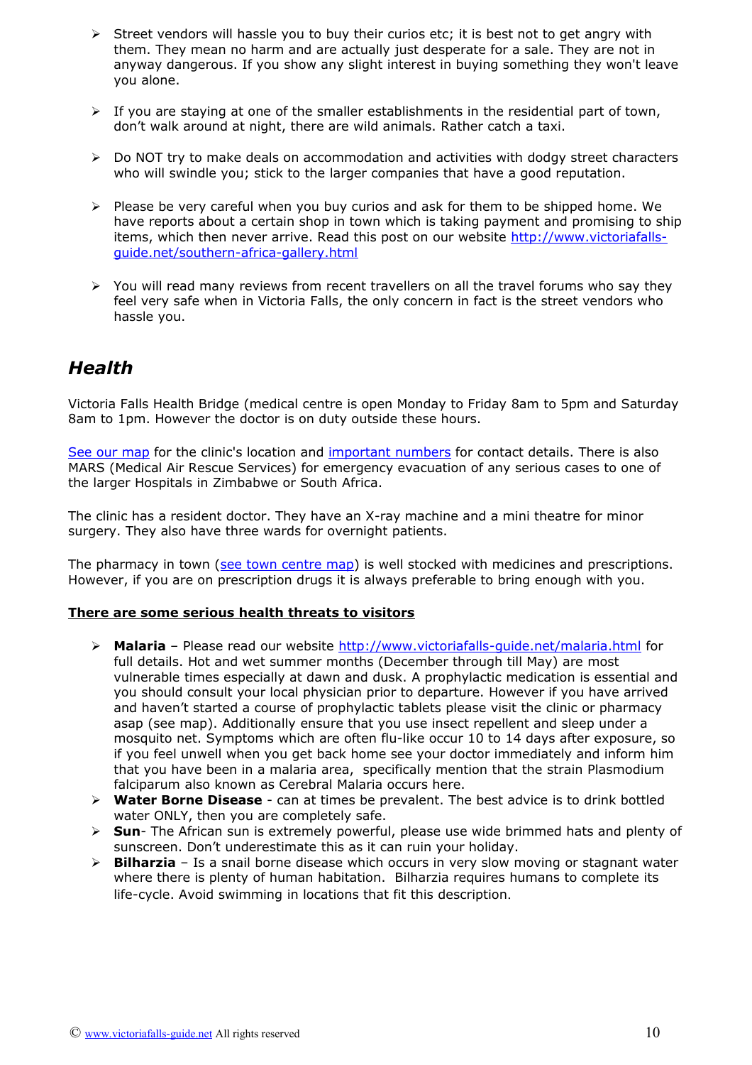- Street vendors will hassle you to buy their curios etc; it is best not to get angry with them. They mean no harm and are actually just desperate for a sale. They are not in anyway dangerous. If you show any slight interest in buying something they won't leave you alone.

- If you are staying at one of the smaller establishments in the residential part of town, don't walk around at night, there are wild animals. Rather catch a taxi.

- Do NOT try to make deals on accommodation and activities with dodgy street characters who will swindle you; stick to the larger companies that have a good reputation.

- Please be very careful when you buy curios and ask for them to be shipped home. We have reports about a certain shop in town which is taking payment and promising to ship items, which then never arrive. Read this post on our website http://www.victoriafalls-guide.net/southern-africa-gallery.html

- You will read many reviews from recent travellers on all the travel forums who say they feel very safe when in Victoria Falls, the only concern in fact is the street vendors who hassle you.

## *Health*

Victoria Falls Health Bridge (medical centre is open Monday to Friday 8am to 5pm and Saturday 8am to 1pm. However the doctor is on duty outside these hours.

See our map for the clinic's location and important numbers for contact details. There is also MARS (Medical Air Rescue Services) for emergency evacuation of any serious cases to one of the larger Hospitals in Zimbabwe or South Africa.

The clinic has a resident doctor. They have an X-ray machine and a mini theatre for minor surgery. They also have three wards for overnight patients.

The pharmacy in town (see town centre map) is well stocked with medicines and prescriptions. However, if you are on prescription drugs it is always preferable to bring enough with you.

**There are some serious health threats to visitors**

- **Malaria** – Please read our website http://www.victoriafalls-guide.net/malaria.html for full details. Hot and wet summer months (December through till May) are most vulnerable times especially at dawn and dusk. A prophylactic medication is essential and you should consult your local physician prior to departure. However if you have arrived and haven't started a course of prophylactic tablets please visit the clinic or pharmacy asap (see map). Additionally ensure that you use insect repellent and sleep under a mosquito net. Symptoms which are often flu-like occur 10 to 14 days after exposure, so if you feel unwell when you get back home see your doctor immediately and inform him that you have been in a malaria area, specifically mention that the strain Plasmodium falciparum also known as Cerebral Malaria occurs here.
- **Water Borne Disease** - can at times be prevalent. The best advice is to drink bottled water ONLY, then you are completely safe.
- **Sun**- The African sun is extremely powerful, please use wide brimmed hats and plenty of sunscreen. Don't underestimate this as it can ruin your holiday.
- **Bilharzia** – Is a snail borne disease which occurs in very slow moving or stagnant water where there is plenty of human habitation. Bilharzia requires humans to complete its life-cycle. Avoid swimming in locations that fit this description.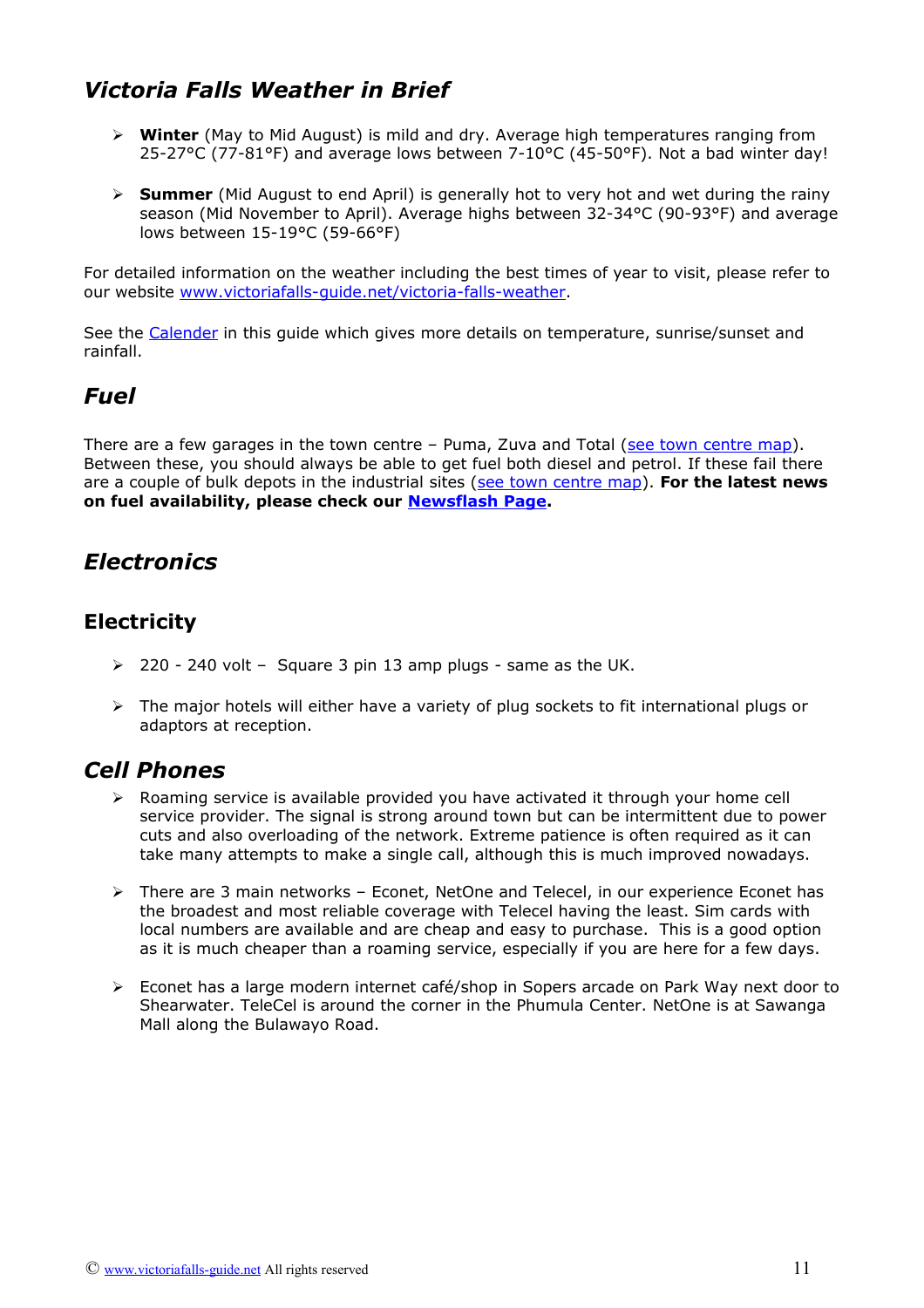## *Victoria Falls Weather in Brief*

- **Winter** (May to Mid August) is mild and dry. Average high temperatures ranging from 25-27°C (77-81°F) and average lows between 7-10°C (45-50°F). Not a bad winter day!

- **Summer** (Mid August to end April) is generally hot to very hot and wet during the rainy season (Mid November to April). Average highs between 32-34°C (90-93°F) and average lows between 15-19°C (59-66°F)

For detailed information on the weather including the best times of year to visit, please refer to our website [www.victoriafalls-guide.net/victoria-falls-weather](www.victoriafalls-guide.net/victoria-falls-weather).

See the [Calender]() in this guide which gives more details on temperature, sunrise/sunset and rainfall.

## *Fuel*

There are a few garages in the town centre – Puma, Zuva and Total ([see town centre map]()). Between these, you should always be able to get fuel both diesel and petrol. If these fail there are a couple of bulk depots in the industrial sites ([see town centre map]()). **For the latest news on fuel availability, please check our [Newsflash Page]().**

## *Electronics*

### Electricity

- 220 - 240 volt – Square 3 pin 13 amp plugs - same as the UK.

- The major hotels will either have a variety of plug sockets to fit international plugs or adaptors at reception.

## *Cell Phones*

- Roaming service is available provided you have activated it through your home cell service provider. The signal is strong around town but can be intermittent due to power cuts and also overloading of the network. Extreme patience is often required as it can take many attempts to make a single call, although this is much improved nowadays.

- There are 3 main networks – Econet, NetOne and Telecel, in our experience Econet has the broadest and most reliable coverage with Telecel having the least. Sim cards with local numbers are available and are cheap and easy to purchase. This is a good option as it is much cheaper than a roaming service, especially if you are here for a few days.

- Econet has a large modern internet café/shop in Sopers arcade on Park Way next door to Shearwater. TeleCel is around the corner in the Phumula Center. NetOne is at Sawanga Mall along the Bulawayo Road.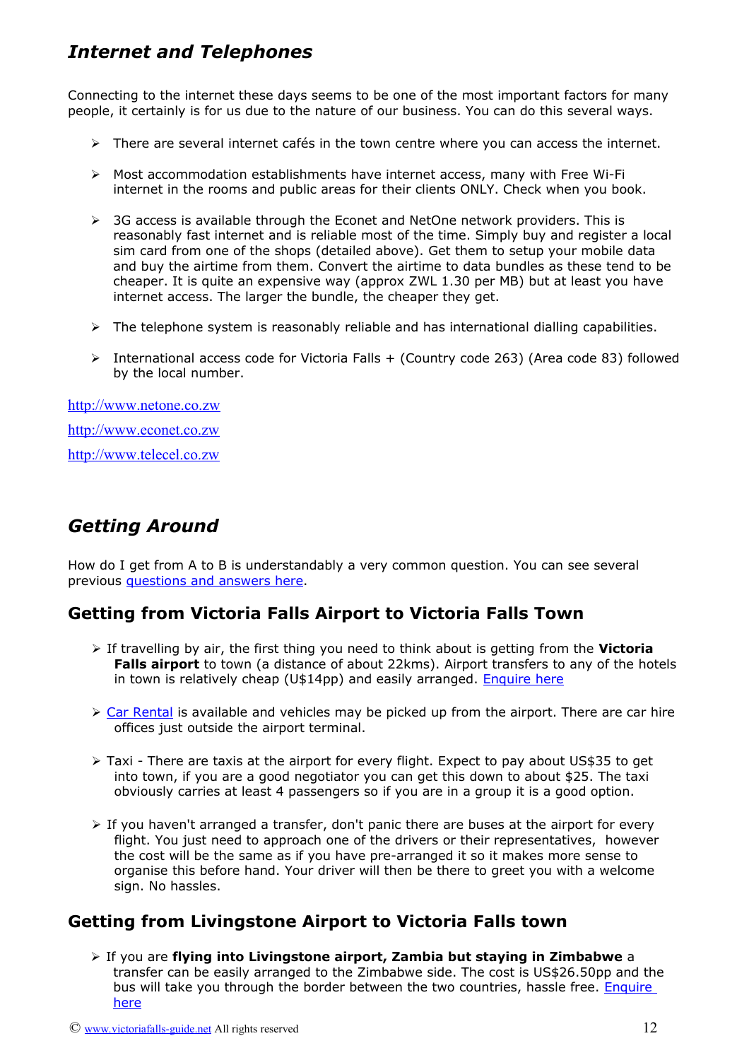## *Internet and Telephones*

Connecting to the internet these days seems to be one of the most important factors for many people, it certainly is for us due to the nature of our business. You can do this several ways.

- There are several internet cafés in the town centre where you can access the internet.
- Most accommodation establishments have internet access, many with Free Wi-Fi internet in the rooms and public areas for their clients ONLY. Check when you book.
- 3G access is available through the Econet and NetOne network providers. This is reasonably fast internet and is reliable most of the time. Simply buy and register a local sim card from one of the shops (detailed above). Get them to setup your mobile data and buy the airtime from them. Convert the airtime to data bundles as these tend to be cheaper. It is quite an expensive way (approx ZWL 1.30 per MB) but at least you have internet access. The larger the bundle, the cheaper they get.
- The telephone system is reasonably reliable and has international dialling capabilities.
- International access code for Victoria Falls + (Country code 263) (Area code 83) followed by the local number.

[http://www.netone.co.zw](http://www.netone.co.zw)

[http://www.econet.co.zw](http://www.econet.co.zw)

[http://www.telecel.co.zw](http://www.telecel.co.zw)

## *Getting Around*

How do I get from A to B is understandably a very common question. You can see several previous [questions and answers here](#).

### Getting from Victoria Falls Airport to Victoria Falls Town

- If travelling by air, the first thing you need to think about is getting from the **Victoria Falls airport** to town (a distance of about 22kms). Airport transfers to any of the hotels in town is relatively cheap (U$14pp) and easily arranged. [Enquire here](#)
- [Car Rental](#) is available and vehicles may be picked up from the airport. There are car hire offices just outside the airport terminal.
- Taxi - There are taxis at the airport for every flight. Expect to pay about US$35 to get into town, if you are a good negotiator you can get this down to about $25. The taxi obviously carries at least 4 passengers so if you are in a group it is a good option.
- If you haven't arranged a transfer, don't panic there are buses at the airport for every flight. You just need to approach one of the drivers or their representatives, however the cost will be the same as if you have pre-arranged it so it makes more sense to organise this before hand. Your driver will then be there to greet you with a welcome sign. No hassles.

### Getting from Livingstone Airport to Victoria Falls town

- If you are **flying into Livingstone airport, Zambia but staying in Zimbabwe** a transfer can be easily arranged to the Zimbabwe side. The cost is US$26.50pp and the bus will take you through the border between the two countries, hassle free. [Enquire here](#)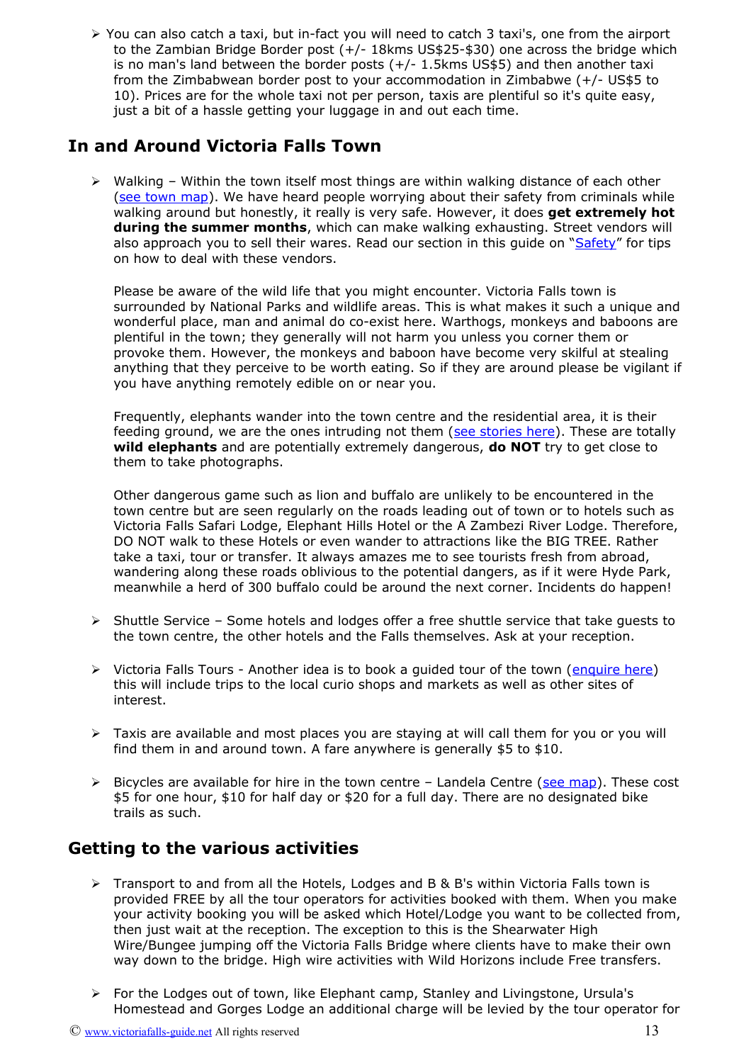- You can also catch a taxi, but in-fact you will need to catch 3 taxi's, one from the airport to the Zambian Bridge Border post (+/- 18kms US$25-$30) one across the bridge which is no man's land between the border posts (+/- 1.5kms US$5) and then another taxi from the Zimbabwean border post to your accommodation in Zimbabwe (+/- US$5 to 10). Prices are for the whole taxi not per person, taxis are plentiful so it's quite easy, just a bit of a hassle getting your luggage in and out each time.

## In and Around Victoria Falls Town

- Walking – Within the town itself most things are within walking distance of each other (see town map). We have heard people worrying about their safety from criminals while walking around but honestly, it really is very safe. However, it does **get extremely hot during the summer months**, which can make walking exhausting. Street vendors will also approach you to sell their wares. Read our section in this guide on "Safety" for tips on how to deal with these vendors.

  Please be aware of the wild life that you might encounter. Victoria Falls town is surrounded by National Parks and wildlife areas. This is what makes it such a unique and wonderful place, man and animal do co-exist here. Warthogs, monkeys and baboons are plentiful in the town; they generally will not harm you unless you corner them or provoke them. However, the monkeys and baboon have become very skilful at stealing anything that they perceive to be worth eating. So if they are around please be vigilant if you have anything remotely edible on or near you.

  Frequently, elephants wander into the town centre and the residential area, it is their feeding ground, we are the ones intruding not them (see stories here). These are totally **wild elephants** and are potentially extremely dangerous, **do NOT** try to get close to them to take photographs.

  Other dangerous game such as lion and buffalo are unlikely to be encountered in the town centre but are seen regularly on the roads leading out of town or to hotels such as Victoria Falls Safari Lodge, Elephant Hills Hotel or the A Zambezi River Lodge. Therefore, DO NOT walk to these Hotels or even wander to attractions like the BIG TREE. Rather take a taxi, tour or transfer. It always amazes me to see tourists fresh from abroad, wandering along these roads oblivious to the potential dangers, as if it were Hyde Park, meanwhile a herd of 300 buffalo could be around the next corner. Incidents do happen!

- Shuttle Service – Some hotels and lodges offer a free shuttle service that take guests to the town centre, the other hotels and the Falls themselves. Ask at your reception.

- Victoria Falls Tours - Another idea is to book a guided tour of the town (enquire here) this will include trips to the local curio shops and markets as well as other sites of interest.

- Taxis are available and most places you are staying at will call them for you or you will find them in and around town. A fare anywhere is generally $5 to $10.

- Bicycles are available for hire in the town centre – Landela Centre (see map). These cost $5 for one hour, $10 for half day or $20 for a full day. There are no designated bike trails as such.

## Getting to the various activities

- Transport to and from all the Hotels, Lodges and B & B's within Victoria Falls town is provided FREE by all the tour operators for activities booked with them. When you make your activity booking you will be asked which Hotel/Lodge you want to be collected from, then just wait at the reception. The exception to this is the Shearwater High Wire/Bungee jumping off the Victoria Falls Bridge where clients have to make their own way down to the bridge. High wire activities with Wild Horizons include Free transfers.

- For the Lodges out of town, like Elephant camp, Stanley and Livingstone, Ursula's Homestead and Gorges Lodge an additional charge will be levied by the tour operator for

© www.victoriafalls-guide.net All rights reserved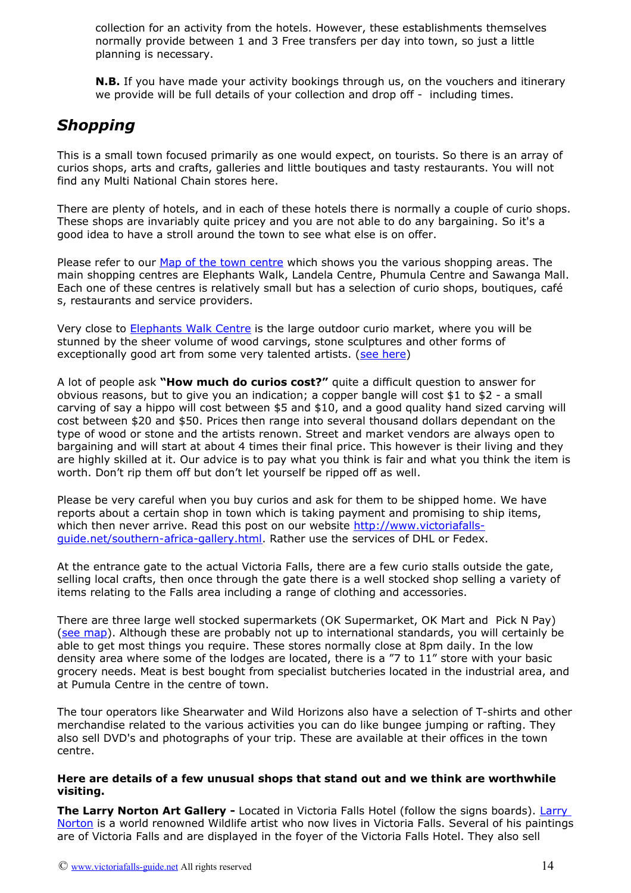collection for an activity from the hotels. However, these establishments themselves normally provide between 1 and 3 Free transfers per day into town, so just a little planning is necessary.

**N.B.** If you have made your activity bookings through us, on the vouchers and itinerary we provide will be full details of your collection and drop off - including times.

## *Shopping*

This is a small town focused primarily as one would expect, on tourists. So there is an array of curios shops, arts and crafts, galleries and little boutiques and tasty restaurants. You will not find any Multi National Chain stores here.

There are plenty of hotels, and in each of these hotels there is normally a couple of curio shops. These shops are invariably quite pricey and you are not able to do any bargaining. So it's a good idea to have a stroll around the town to see what else is on offer.

Please refer to our Map of the town centre which shows you the various shopping areas. The main shopping centres are Elephants Walk, Landela Centre, Phumula Centre and Sawanga Mall. Each one of these centres is relatively small but has a selection of curio shops, boutiques, café s, restaurants and service providers.

Very close to Elephants Walk Centre is the large outdoor curio market, where you will be stunned by the sheer volume of wood carvings, stone sculptures and other forms of exceptionally good art from some very talented artists. (see here)

A lot of people ask **"How much do curios cost?"** quite a difficult question to answer for obvious reasons, but to give you an indication; a copper bangle will cost $1 to $2 - a small carving of say a hippo will cost between $5 and $10, and a good quality hand sized carving will cost between $20 and $50. Prices then range into several thousand dollars dependant on the type of wood or stone and the artists renown. Street and market vendors are always open to bargaining and will start at about 4 times their final price. This however is their living and they are highly skilled at it. Our advice is to pay what you think is fair and what you think the item is worth. Don't rip them off but don't let yourself be ripped off as well.

Please be very careful when you buy curios and ask for them to be shipped home. We have reports about a certain shop in town which is taking payment and promising to ship items, which then never arrive. Read this post on our website http://www.victoriafalls-guide.net/southern-africa-gallery.html. Rather use the services of DHL or Fedex.

At the entrance gate to the actual Victoria Falls, there are a few curio stalls outside the gate, selling local crafts, then once through the gate there is a well stocked shop selling a variety of items relating to the Falls area including a range of clothing and accessories.

There are three large well stocked supermarkets (OK Supermarket, OK Mart and Pick N Pay) (see map). Although these are probably not up to international standards, you will certainly be able to get most things you require. These stores normally close at 8pm daily. In the low density area where some of the lodges are located, there is a "7 to 11" store with your basic grocery needs. Meat is best bought from specialist butcheries located in the industrial area, and at Pumula Centre in the centre of town.

The tour operators like Shearwater and Wild Horizons also have a selection of T-shirts and other merchandise related to the various activities you can do like bungee jumping or rafting. They also sell DVD's and photographs of your trip. These are available at their offices in the town centre.

**Here are details of a few unusual shops that stand out and we think are worthwhile visiting.**

**The Larry Norton Art Gallery -** Located in Victoria Falls Hotel (follow the signs boards). Larry Norton is a world renowned Wildlife artist who now lives in Victoria Falls. Several of his paintings are of Victoria Falls and are displayed in the foyer of the Victoria Falls Hotel. They also sell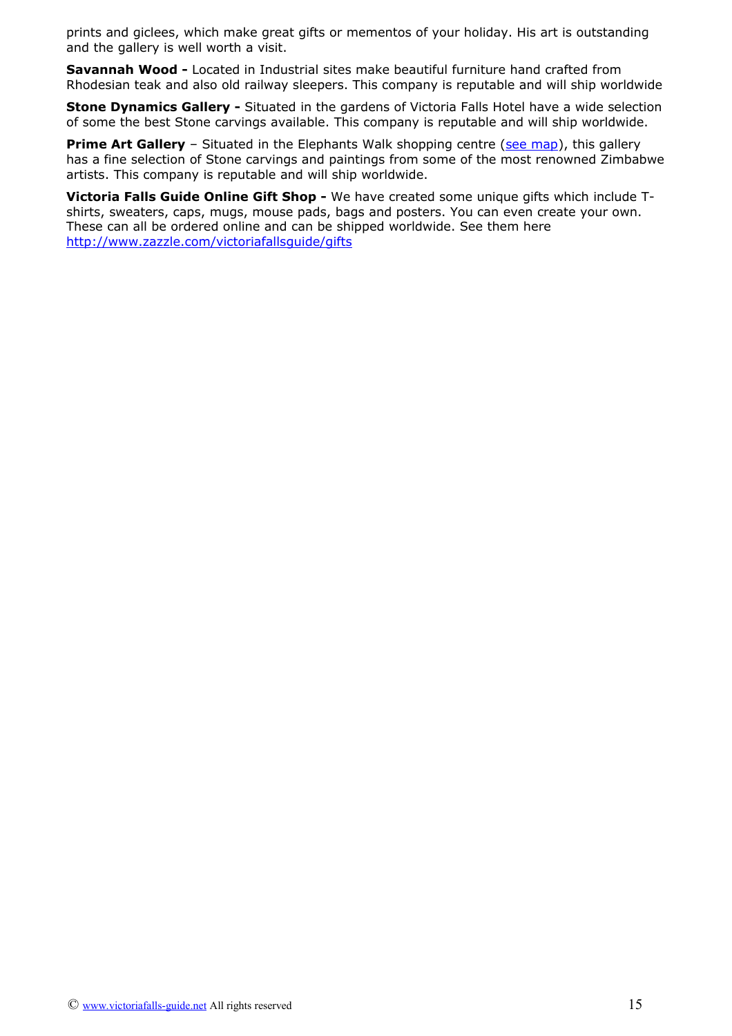prints and giclees, which make great gifts or mementos of your holiday. His art is outstanding and the gallery is well worth a visit.

**Savannah Wood -** Located in Industrial sites make beautiful furniture hand crafted from Rhodesian teak and also old railway sleepers. This company is reputable and will ship worldwide

**Stone Dynamics Gallery -** Situated in the gardens of Victoria Falls Hotel have a wide selection of some the best Stone carvings available. This company is reputable and will ship worldwide.

**Prime Art Gallery** – Situated in the Elephants Walk shopping centre (see map), this gallery has a fine selection of Stone carvings and paintings from some of the most renowned Zimbabwe artists. This company is reputable and will ship worldwide.

**Victoria Falls Guide Online Gift Shop -** We have created some unique gifts which include T-shirts, sweaters, caps, mugs, mouse pads, bags and posters. You can even create your own. These can all be ordered online and can be shipped worldwide. See them here http://www.zazzle.com/victoriafallsguide/gifts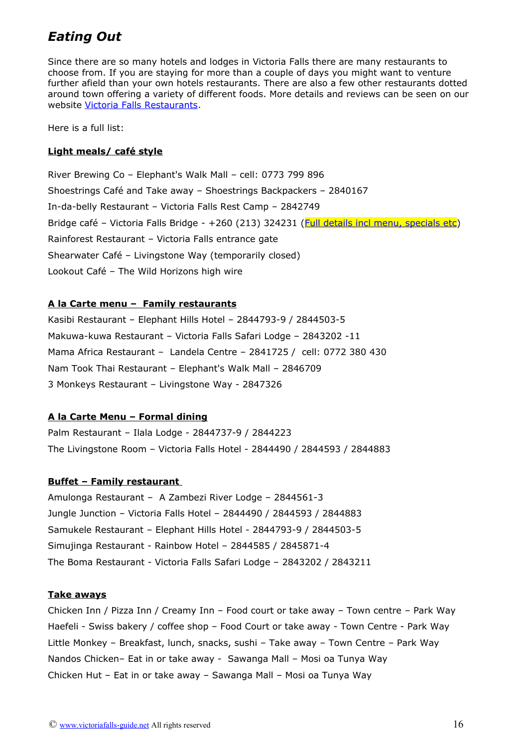## *Eating Out*

Since there are so many hotels and lodges in Victoria Falls there are many restaurants to choose from. If you are staying for more than a couple of days you might want to venture further afield than your own hotels restaurants. There are also a few other restaurants dotted around town offering a variety of different foods. More details and reviews can be seen on our website Victoria Falls Restaurants.

Here is a full list:

**Light meals/ café style**

River Brewing Co – Elephant's Walk Mall – cell: 0773 799 896

Shoestrings Café and Take away – Shoestrings Backpackers – 2840167

In-da-belly Restaurant – Victoria Falls Rest Camp – 2842749

Bridge café – Victoria Falls Bridge - +260 (213) 324231 (Full details incl menu, specials etc)

Rainforest Restaurant – Victoria Falls entrance gate

Shearwater Café – Livingstone Way (temporarily closed)

Lookout Café – The Wild Horizons high wire

**A la Carte menu – Family restaurants**

Kasibi Restaurant – Elephant Hills Hotel – 2844793-9 / 2844503-5

Makuwa-kuwa Restaurant – Victoria Falls Safari Lodge – 2843202 -11

Mama Africa Restaurant – Landela Centre – 2841725 / cell: 0772 380 430

Nam Took Thai Restaurant – Elephant's Walk Mall – 2846709

3 Monkeys Restaurant – Livingstone Way - 2847326

**A la Carte Menu – Formal dining**

Palm Restaurant – Ilala Lodge - 2844737-9 / 2844223

The Livingstone Room – Victoria Falls Hotel - 2844490 / 2844593 / 2844883

**Buffet – Family restaurant**

Amulonga Restaurant – A Zambezi River Lodge – 2844561-3

Jungle Junction – Victoria Falls Hotel – 2844490 / 2844593 / 2844883

Samukele Restaurant – Elephant Hills Hotel - 2844793-9 / 2844503-5

Simujinga Restaurant - Rainbow Hotel – 2844585 / 2845871-4

The Boma Restaurant - Victoria Falls Safari Lodge – 2843202 / 2843211

**Take aways**

Chicken Inn / Pizza Inn / Creamy Inn – Food court or take away – Town centre – Park Way

Haefeli - Swiss bakery / coffee shop – Food Court or take away - Town Centre - Park Way

Little Monkey – Breakfast, lunch, snacks, sushi – Take away – Town Centre – Park Way

Nandos Chicken– Eat in or take away - Sawanga Mall – Mosi oa Tunya Way

Chicken Hut – Eat in or take away – Sawanga Mall – Mosi oa Tunya Way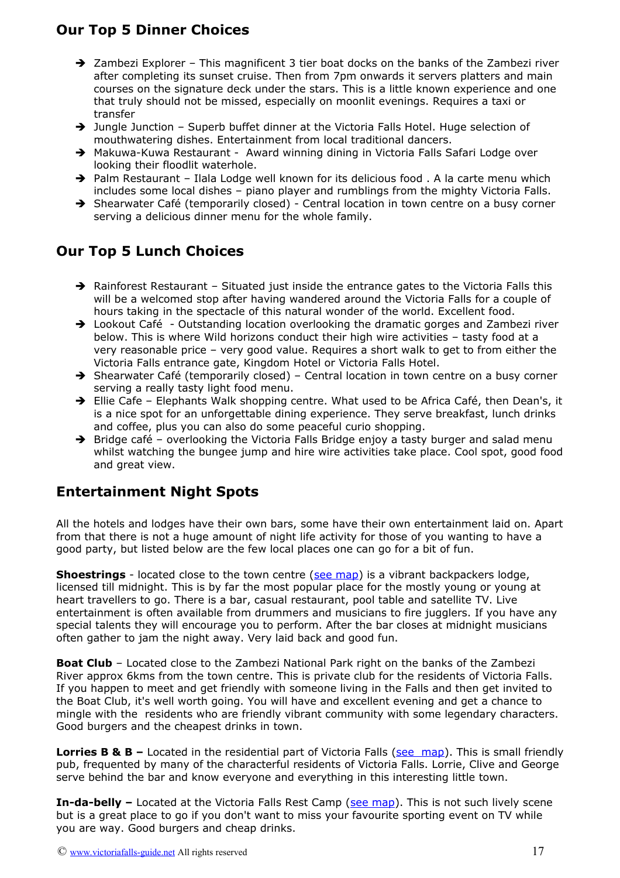## Our Top 5 Dinner Choices

- Zambezi Explorer – This magnificent 3 tier boat docks on the banks of the Zambezi river after completing its sunset cruise. Then from 7pm onwards it servers platters and main courses on the signature deck under the stars. This is a little known experience and one that truly should not be missed, especially on moonlit evenings. Requires a taxi or transfer
- Jungle Junction – Superb buffet dinner at the Victoria Falls Hotel. Huge selection of mouthwatering dishes. Entertainment from local traditional dancers.
- Makuwa-Kuwa Restaurant - Award winning dining in Victoria Falls Safari Lodge over looking their floodlit waterhole.
- Palm Restaurant – Ilala Lodge well known for its delicious food . A la carte menu which includes some local dishes – piano player and rumblings from the mighty Victoria Falls.
- Shearwater Café (temporarily closed) - Central location in town centre on a busy corner serving a delicious dinner menu for the whole family.

## Our Top 5 Lunch Choices

- Rainforest Restaurant – Situated just inside the entrance gates to the Victoria Falls this will be a welcomed stop after having wandered around the Victoria Falls for a couple of hours taking in the spectacle of this natural wonder of the world. Excellent food.
- Lookout Café - Outstanding location overlooking the dramatic gorges and Zambezi river below. This is where Wild horizons conduct their high wire activities – tasty food at a very reasonable price – very good value. Requires a short walk to get to from either the Victoria Falls entrance gate, Kingdom Hotel or Victoria Falls Hotel.
- Shearwater Café (temporarily closed) – Central location in town centre on a busy corner serving a really tasty light food menu.
- Ellie Cafe – Elephants Walk shopping centre. What used to be Africa Café, then Dean's, it is a nice spot for an unforgettable dining experience. They serve breakfast, lunch drinks and coffee, plus you can also do some peaceful curio shopping.
- Bridge café – overlooking the Victoria Falls Bridge enjoy a tasty burger and salad menu whilst watching the bungee jump and hire wire activities take place. Cool spot, good food and great view.

## Entertainment Night Spots

All the hotels and lodges have their own bars, some have their own entertainment laid on. Apart from that there is not a huge amount of night life activity for those of you wanting to have a good party, but listed below are the few local places one can go for a bit of fun.

**Shoestrings** - located close to the town centre (see map) is a vibrant backpackers lodge, licensed till midnight. This is by far the most popular place for the mostly young or young at heart travellers to go. There is a bar, casual restaurant, pool table and satellite TV. Live entertainment is often available from drummers and musicians to fire jugglers. If you have any special talents they will encourage you to perform. After the bar closes at midnight musicians often gather to jam the night away. Very laid back and good fun.

**Boat Club** – Located close to the Zambezi National Park right on the banks of the Zambezi River approx 6kms from the town centre. This is private club for the residents of Victoria Falls. If you happen to meet and get friendly with someone living in the Falls and then get invited to the Boat Club, it's well worth going. You will have and excellent evening and get a chance to mingle with the residents who are friendly vibrant community with some legendary characters. Good burgers and the cheapest drinks in town.

**Lorries B & B –** Located in the residential part of Victoria Falls (see map). This is small friendly pub, frequented by many of the characterful residents of Victoria Falls. Lorrie, Clive and George serve behind the bar and know everyone and everything in this interesting little town.

**In-da-belly –** Located at the Victoria Falls Rest Camp (see map). This is not such lively scene but is a great place to go if you don't want to miss your favourite sporting event on TV while you are way. Good burgers and cheap drinks.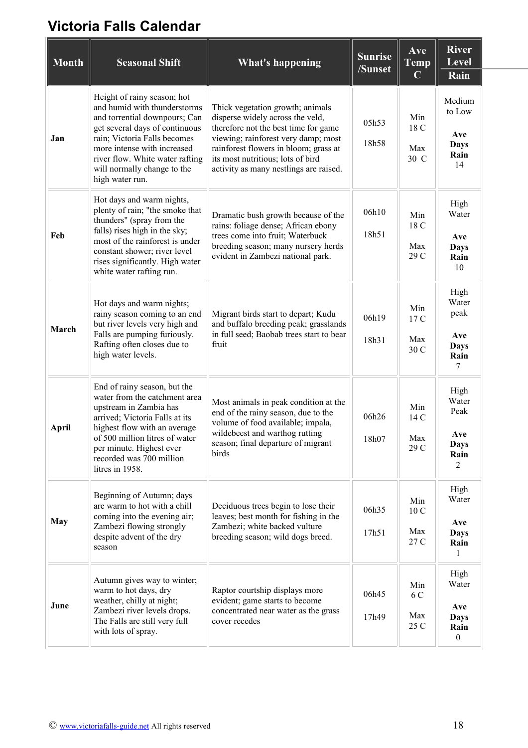# Victoria Falls Calendar

| Month | Seasonal Shift | What's happening | Sunrise /Sunset | Ave Temp C | River Level Rain |
|---|---|---|---|---|---|
| **Jan** | Height of rainy season; hot and humid with thunderstorms and torrential downpours; Can get several days of continuous rain; Victoria Falls becomes more intense with increased river flow. White water rafting will normally change to the high water run. | Thick vegetation growth; animals disperse widely across the veld, therefore not the best time for game viewing; rainforest very damp; most rainforest flowers in bloom; grass at its most nutritious; lots of bird activity as many nestlings are raised. | 05h53 18h58 | Min 18 C Max 30 C | Medium to Low **Ave Days Rain** 14 |
| **Feb** | Hot days and warm nights, plenty of rain; "the smoke that thunders" (spray from the falls) rises high in the sky; most of the rainforest is under constant shower; river level rises significantly. High water white water rafting run. | Dramatic bush growth because of the rains: foliage dense; African ebony trees come into fruit; Waterbuck breeding season; many nursery herds evident in Zambezi national park. | 06h10 18h51 | Min 18 C Max 29 C | High Water **Ave Days Rain** 10 |
| **March** | Hot days and warm nights; rainy season coming to an end but river levels very high and Falls are pumping furiously. Rafting often closes due to high water levels. | Migrant birds start to depart; Kudu and buffalo breeding peak; grasslands in full seed; Baobab trees start to bear fruit | 06h19 18h31 | Min 17 C Max 30 C | High Water peak **Ave Days Rain** 7 |
| **April** | End of rainy season, but the water from the catchment area upstream in Zambia has arrived; Victoria Falls at its highest flow with an average of 500 million litres of water per minute. Highest ever recorded was 700 million litres in 1958. | Most animals in peak condition at the end of the rainy season, due to the volume of food available; impala, wildebeest and warthog rutting season; final departure of migrant birds | 06h26 18h07 | Min 14 C Max 29 C | High Water Peak **Ave Days Rain** 2 |
| **May** | Beginning of Autumn; days are warm to hot with a chill coming into the evening air; Zambezi flowing strongly despite advent of the dry season | Deciduous trees begin to lose their leaves; best month for fishing in the Zambezi; white backed vulture breeding season; wild dogs breed. | 06h35 17h51 | Min 10 C Max 27 C | High Water **Ave Days Rain** 1 |
| **June** | Autumn gives way to winter; warm to hot days, dry weather, chilly at night; Zambezi river levels drops. The Falls are still very full with lots of spray. | Raptor courtship displays more evident; game starts to become concentrated near water as the grass cover recedes | 06h45 17h49 | Min 6 C Max 25 C | High Water **Ave Days Rain** 0 |

© www.victoriafalls-guide.net All rights reserved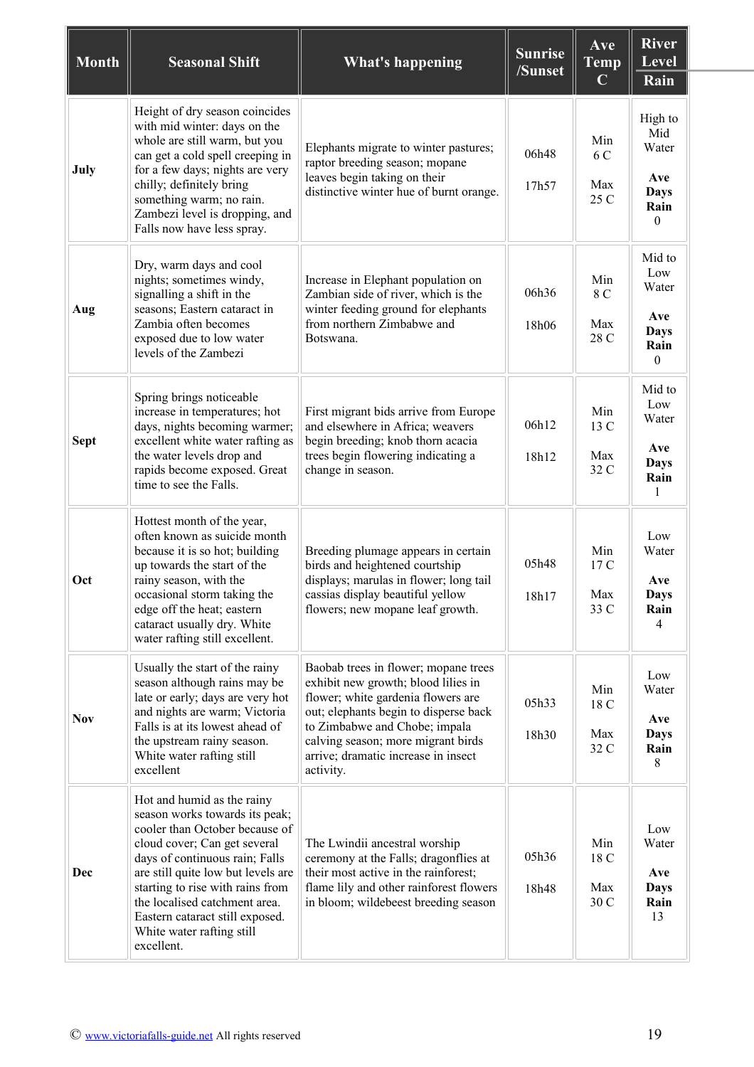| Month | Seasonal Shift | What's happening | Sunrise /Sunset | Ave Temp C | River Level Rain |
|---|---|---|---|---|---|
| **July** | Height of dry season coincides with mid winter: days on the whole are still warm, but you can get a cold spell creeping in for a few days; nights are very chilly; definitely bring something warm; no rain. Zambezi level is dropping, and Falls now have less spray. | Elephants migrate to winter pastures; raptor breeding season; mopane leaves begin taking on their distinctive winter hue of burnt orange. | 06h48<br><br>17h57 | Min 6 C<br><br>Max 25 C | High to Mid Water<br><br>**Ave Days Rain** 0 |
| **Aug** | Dry, warm days and cool nights; sometimes windy, signalling a shift in the seasons; Eastern cataract in Zambia often becomes exposed due to low water levels of the Zambezi | Increase in Elephant population on Zambian side of river, which is the winter feeding ground for elephants from northern Zimbabwe and Botswana. | 06h36<br><br>18h06 | Min 8 C<br><br>Max 28 C | Mid to Low Water<br><br>**Ave Days Rain** 0 |
| **Sept** | Spring brings noticeable increase in temperatures; hot days, nights becoming warmer; excellent white water rafting as the water levels drop and rapids become exposed. Great time to see the Falls. | First migrant bids arrive from Europe and elsewhere in Africa; weavers begin breeding; knob thorn acacia trees begin flowering indicating a change in season. | 06h12<br><br>18h12 | Min 13 C<br><br>Max 32 C | Mid to Low Water<br><br>**Ave Days Rain** 1 |
| **Oct** | Hottest month of the year, often known as suicide month because it is so hot; building up towards the start of the rainy season, with the occasional storm taking the edge off the heat; eastern cataract usually dry. White water rafting still excellent. | Breeding plumage appears in certain birds and heightened courtship displays; marulas in flower; long tail cassias display beautiful yellow flowers; new mopane leaf growth. | 05h48<br><br>18h17 | Min 17 C<br><br>Max 33 C | Low Water<br><br>**Ave Days Rain** 4 |
| **Nov** | Usually the start of the rainy season although rains may be late or early; days are very hot and nights are warm; Victoria Falls is at its lowest ahead of the upstream rainy season. White water rafting still excellent | Baobab trees in flower; mopane trees exhibit new growth; blood lilies in flower; white gardenia flowers are out; elephants begin to disperse back to Zimbabwe and Chobe; impala calving season; more migrant birds arrive; dramatic increase in insect activity. | 05h33<br><br>18h30 | Min 18 C<br><br>Max 32 C | Low Water<br><br>**Ave Days Rain** 8 |
| **Dec** | Hot and humid as the rainy season works towards its peak; cooler than October because of cloud cover; Can get several days of continuous rain; Falls are still quite low but levels are starting to rise with rains from the localised catchment area. Eastern cataract still exposed. White water rafting still excellent. | The Lwindii ancestral worship ceremony at the Falls; dragonflies at their most active in the rainforest; flame lily and other rainforest flowers in bloom; wildebeest breeding season | 05h36<br><br>18h48 | Min 18 C<br><br>Max 30 C | Low Water<br><br>**Ave Days Rain** 13 |

© www.victoriafalls-guide.net All rights reserved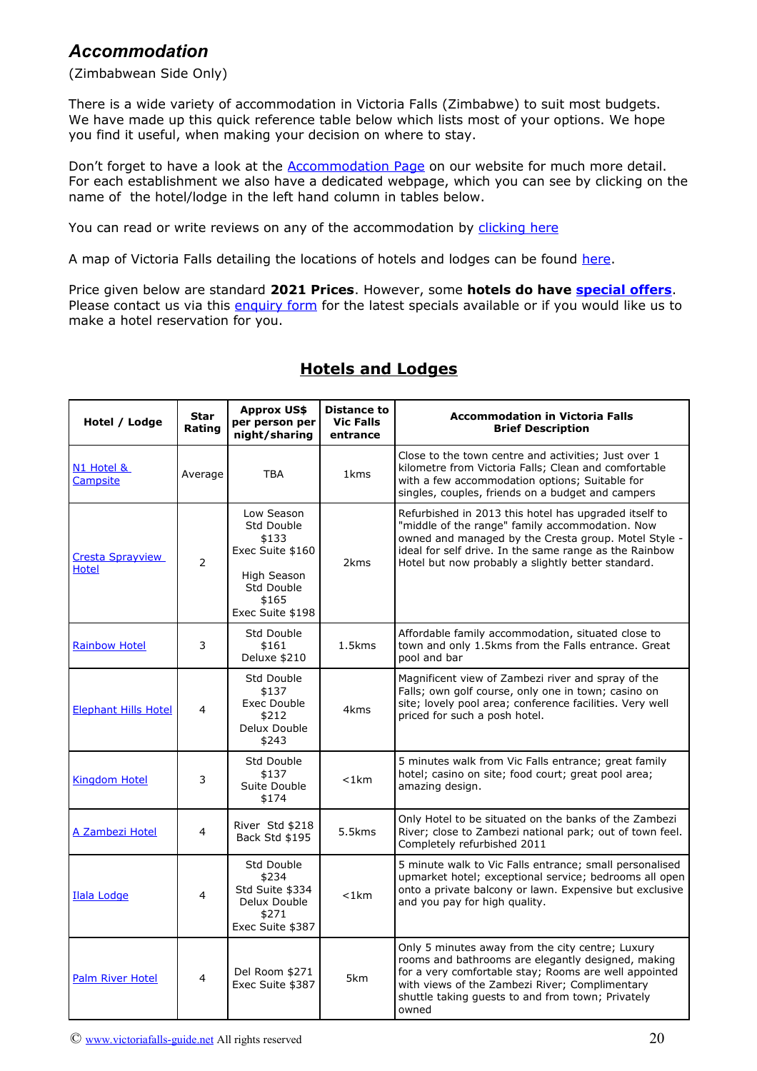## *Accommodation*

(Zimbabwean Side Only)

There is a wide variety of accommodation in Victoria Falls (Zimbabwe) to suit most budgets. We have made up this quick reference table below which lists most of your options. We hope you find it useful, when making your decision on where to stay.

Don't forget to have a look at the Accommodation Page on our website for much more detail. For each establishment we also have a dedicated webpage, which you can see by clicking on the name of the hotel/lodge in the left hand column in tables below.

You can read or write reviews on any of the accommodation by clicking here

A map of Victoria Falls detailing the locations of hotels and lodges can be found here.

Price given below are standard **2021 Prices**. However, some **hotels do have special offers**. Please contact us via this enquiry form for the latest specials available or if you would like us to make a hotel reservation for you.

## Hotels and Lodges

| Hotel / Lodge | Star Rating | Approx US$ per person per night/sharing | Distance to Vic Falls entrance | Accommodation in Victoria Falls Brief Description |
|---|---|---|---|---|
| N1 Hotel & Campsite | Average | TBA | 1kms | Close to the town centre and activities; Just over 1 kilometre from Victoria Falls; Clean and comfortable with a few accommodation options; Suitable for singles, couples, friends on a budget and campers |
| Cresta Sprayview Hotel | 2 | Low Season Std Double $133 Exec Suite $160 High Season Std Double $165 Exec Suite $198 | 2kms | Refurbished in 2013 this hotel has upgraded itself to "middle of the range" family accommodation. Now owned and managed by the Cresta group. Motel Style - ideal for self drive. In the same range as the Rainbow Hotel but now probably a slightly better standard. |
| Rainbow Hotel | 3 | Std Double $161 Deluxe $210 | 1.5kms | Affordable family accommodation, situated close to town and only 1.5kms from the Falls entrance. Great pool and bar |
| Elephant Hills Hotel | 4 | Std Double $137 Exec Double $212 Delux Double $243 | 4kms | Magnificent view of Zambezi river and spray of the Falls; own golf course, only one in town; casino on site; lovely pool area; conference facilities. Very well priced for such a posh hotel. |
| Kingdom Hotel | 3 | Std Double $137 Suite Double $174 | <1km | 5 minutes walk from Vic Falls entrance; great family hotel; casino on site; food court; great pool area; amazing design. |
| A Zambezi Hotel | 4 | River Std $218 Back Std $195 | 5.5kms | Only Hotel to be situated on the banks of the Zambezi River; close to Zambezi national park; out of town feel. Completely refurbished 2011 |
| Ilala Lodge | 4 | Std Double $234 Std Suite $334 Delux Double $271 Exec Suite $387 | <1km | 5 minute walk to Vic Falls entrance; small personalised upmarket hotel; exceptional service; bedrooms all open onto a private balcony or lawn. Expensive but exclusive and you pay for high quality. |
| Palm River Hotel | 4 | Del Room $271 Exec Suite $387 | 5km | Only 5 minutes away from the city centre; Luxury rooms and bathrooms are elegantly designed, making for a very comfortable stay; Rooms are well appointed with views of the Zambezi River; Complimentary shuttle taking guests to and from town; Privately owned |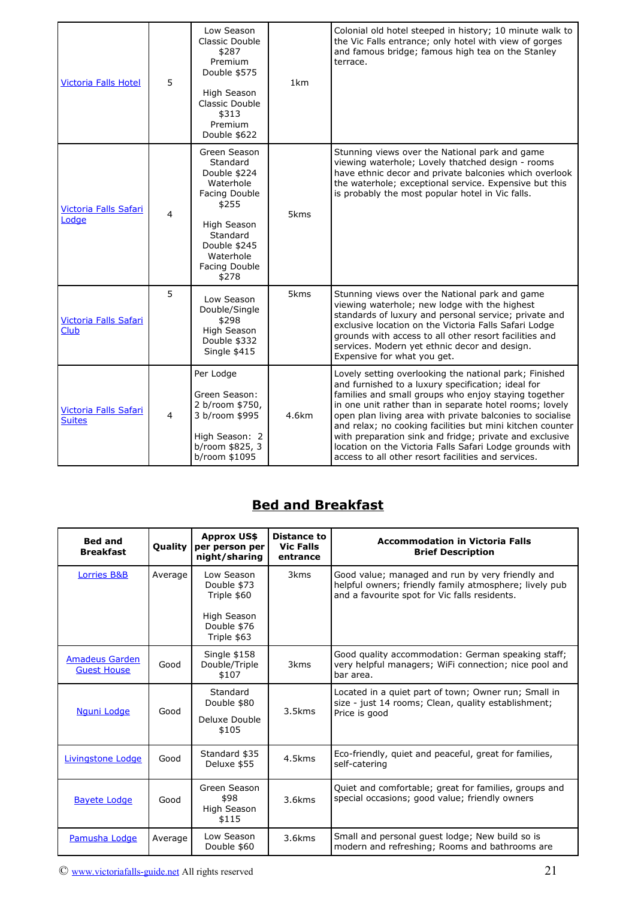| | | | | |
|---|---|---|---|---|
| Victoria Falls Hotel | 5 | Low Season Classic Double $287 Premium Double $575<br><br>High Season Classic Double $313 Premium Double $622 | 1km | Colonial old hotel steeped in history; 10 minute walk to the Vic Falls entrance; only hotel with view of gorges and famous bridge; famous high tea on the Stanley terrace. |
| Victoria Falls Safari Lodge | 4 | Green Season Standard Double $224 Waterhole Facing Double $255<br><br>High Season Standard Double $245 Waterhole Facing Double $278 | 5kms | Stunning views over the National park and game viewing waterhole; Lovely thatched design - rooms have ethnic decor and private balconies which overlook the waterhole; exceptional service. Expensive but this is probably the most popular hotel in Vic falls. |
| Victoria Falls Safari Club | 5 | Low Season Double/Single $298 High Season Double $332 Single $415 | 5kms | Stunning views over the National park and game viewing waterhole; new lodge with the highest standards of luxury and personal service; private and exclusive location on the Victoria Falls Safari Lodge grounds with access to all other resort facilities and services. Modern yet ethnic decor and design. Expensive for what you get. |
| Victoria Falls Safari Suites | 4 | Per Lodge<br><br>Green Season: 2 b/room $750, 3 b/room $995<br><br>High Season: 2 b/room $825, 3 b/room $1095 | 4.6km | Lovely setting overlooking the national park; Finished and furnished to a luxury specification; ideal for families and small groups who enjoy staying together in one unit rather than in separate hotel rooms; lovely open plan living area with private balconies to socialise and relax; no cooking facilities but mini kitchen counter with preparation sink and fridge; private and exclusive location on the Victoria Falls Safari Lodge grounds with access to all other resort facilities and services. |

## Bed and Breakfast

| Bed and Breakfast | Quality | Approx US$ per person per night/sharing | Distance to Vic Falls entrance | Accommodation in Victoria Falls Brief Description |
|---|---|---|---|---|
| Lorries B&B | Average | Low Season Double $73 Triple $60<br><br>High Season Double $76 Triple $63 | 3kms | Good value; managed and run by very friendly and helpful owners; friendly family atmosphere; lively pub and a favourite spot for Vic falls residents. |
| Amadeus Garden Guest House | Good | Single $158 Double/Triple $107 | 3kms | Good quality accommodation: German speaking staff; very helpful managers; WiFi connection; nice pool and bar area. |
| Nguni Lodge | Good | Standard Double $80<br><br>Deluxe Double $105 | 3.5kms | Located in a quiet part of town; Owner run; Small in size - just 14 rooms; Clean, quality establishment; Price is good |
| Livingstone Lodge | Good | Standard $35 Deluxe $55 | 4.5kms | Eco-friendly, quiet and peaceful, great for families, self-catering |
| Bayete Lodge | Good | Green Season $98 High Season $115 | 3.6kms | Quiet and comfortable; great for families, groups and special occasions; good value; friendly owners |
| Pamusha Lodge | Average | Low Season Double $60 | 3.6kms | Small and personal guest lodge; New build so is modern and refreshing; Rooms and bathrooms are |

© www.victoriafalls-guide.net All rights reserved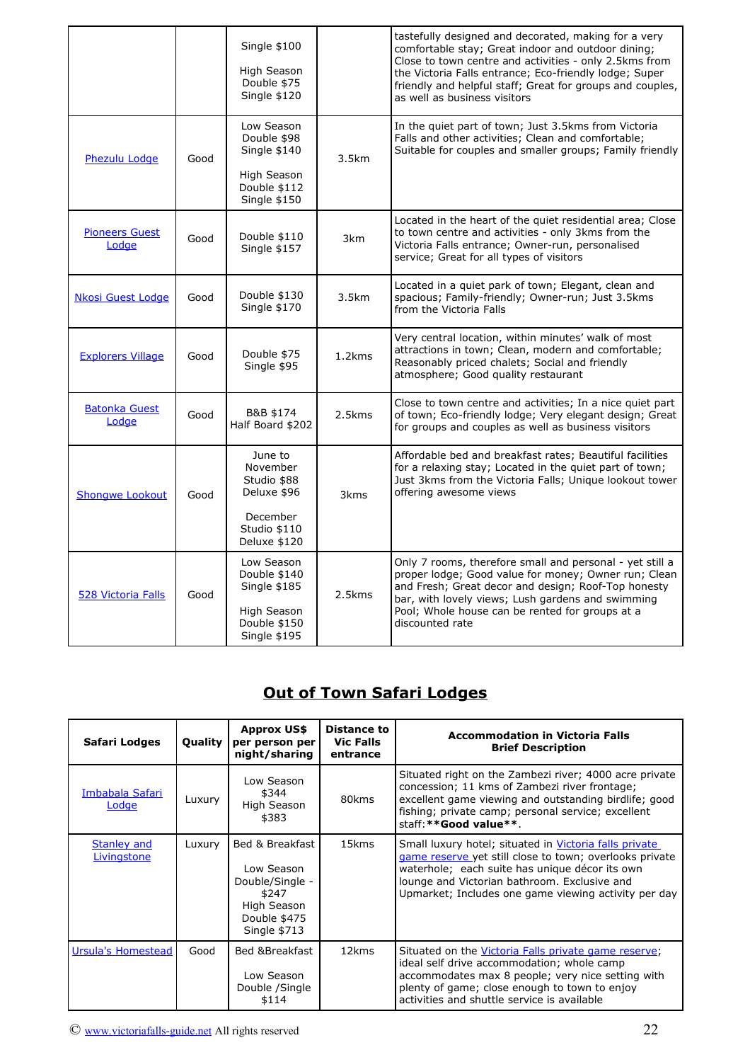| | | | | |
|---|---|---|---|---|
| | | Single $100<br><br>High Season<br>Double $75<br>Single $120 | | tastefully designed and decorated, making for a very comfortable stay; Great indoor and outdoor dining; Close to town centre and activities - only 2.5kms from the Victoria Falls entrance; Eco-friendly lodge; Super friendly and helpful staff; Great for groups and couples, as well as business visitors |
| Phezulu Lodge | Good | Low Season<br>Double $98<br>Single $140<br><br>High Season<br>Double $112<br>Single $150 | 3.5km | In the quiet part of town; Just 3.5kms from Victoria Falls and other activities; Clean and comfortable; Suitable for couples and smaller groups; Family friendly |
| Pioneers Guest Lodge | Good | Double $110<br>Single $157 | 3km | Located in the heart of the quiet residential area; Close to town centre and activities - only 3kms from the Victoria Falls entrance; Owner-run, personalised service; Great for all types of visitors |
| Nkosi Guest Lodge | Good | Double $130<br>Single $170 | 3.5km | Located in a quiet park of town; Elegant, clean and spacious; Family-friendly; Owner-run; Just 3.5kms from the Victoria Falls |
| Explorers Village | Good | Double $75<br>Single $95 | 1.2kms | Very central location, within minutes' walk of most attractions in town; Clean, modern and comfortable; Reasonably priced chalets; Social and friendly atmosphere; Good quality restaurant |
| Batonka Guest Lodge | Good | B&B $174<br>Half Board $202 | 2.5kms | Close to town centre and activities; In a nice quiet part of town; Eco-friendly lodge; Very elegant design; Great for groups and couples as well as business visitors |
| Shongwe Lookout | Good | June to November<br>Studio $88<br>Deluxe $96<br><br>December<br>Studio $110<br>Deluxe $120 | 3kms | Affordable bed and breakfast rates; Beautiful facilities for a relaxing stay; Located in the quiet part of town; Just 3kms from the Victoria Falls; Unique lookout tower offering awesome views |
| 528 Victoria Falls | Good | Low Season<br>Double $140<br>Single $185<br><br>High Season<br>Double $150<br>Single $195 | 2.5kms | Only 7 rooms, therefore small and personal - yet still a proper lodge; Good value for money; Owner run; Clean and Fresh; Great decor and design; Roof-Top honesty bar, with lovely views; Lush gardens and swimming Pool; Whole house can be rented for groups at a discounted rate |

## Out of Town Safari Lodges

| Safari Lodges | Quality | Approx US$ per person per night/sharing | Distance to Vic Falls entrance | Accommodation in Victoria Falls Brief Description |
|---|---|---|---|---|
| Imbabala Safari Lodge | Luxury | Low Season<br>$344<br>High Season<br>$383 | 80kms | Situated right on the Zambezi river; 4000 acre private concession; 11 kms of Zambezi river frontage; excellent game viewing and outstanding birdlife; good fishing; private camp; personal service; excellent staff: **Good value**. |
| Stanley and Livingstone | Luxury | Bed & Breakfast<br><br>Low Season<br>Double/Single - $247<br>High Season<br>Double $475<br>Single $713 | 15kms | Small luxury hotel; situated in Victoria falls private game reserve yet still close to town; overlooks private waterhole; each suite has unique décor its own lounge and Victorian bathroom. Exclusive and Upmarket; Includes one game viewing activity per day |
| Ursula's Homestead | Good | Bed &Breakfast<br><br>Low Season<br>Double /Single<br>$114 | 12kms | Situated on the Victoria Falls private game reserve; ideal self drive accommodation; whole camp accommodates max 8 people; very nice setting with plenty of game; close enough to town to enjoy activities and shuttle service is available |

© www.victoriafalls-guide.net All rights reserved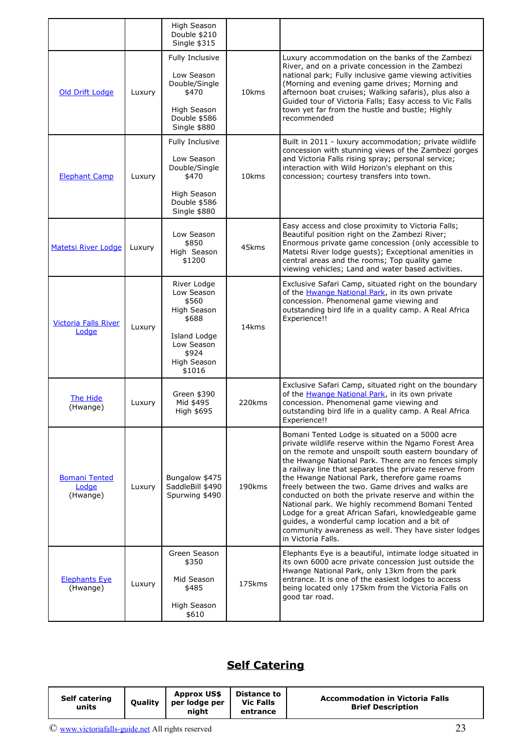| | | High Season Double $210 Single $315 | | |
|---|---|---|---|---|
| Old Drift Lodge | Luxury | Fully Inclusive<br><br>Low Season Double/Single $470<br><br>High Season Double $586 Single $880 | 10kms | Luxury accommodation on the banks of the Zambezi River, and on a private concession in the Zambezi national park; Fully inclusive game viewing activities (Morning and evening game drives; Morning and afternoon boat cruises; Walking safaris), plus also a Guided tour of Victoria Falls; Easy access to Vic Falls town yet far from the hustle and bustle; Highly recommended |
| Elephant Camp | Luxury | Fully Inclusive<br><br>Low Season Double/Single $470<br><br>High Season Double $586 Single $880 | 10kms | Built in 2011 - luxury accommodation; private wildlife concession with stunning views of the Zambezi gorges and Victoria Falls rising spray; personal service; interaction with Wild Horizon's elephant on this concession; courtesy transfers into town. |
| Matetsi River Lodge | Luxury | Low Season $850 High Season $1200 | 45kms | Easy access and close proximity to Victoria Falls; Beautiful position right on the Zambezi River; Enormous private game concession (only accessible to Matetsi River lodge guests); Exceptional amenities in central areas and the rooms; Top quality game viewing vehicles; Land and water based activities. |
| Victoria Falls River Lodge | Luxury | River Lodge Low Season $560 High Season $688<br><br>Island Lodge Low Season $924 High Season $1016 | 14kms | Exclusive Safari Camp, situated right on the boundary of the Hwange National Park, in its own private concession. Phenomenal game viewing and outstanding bird life in a quality camp. A Real Africa Experience!! |
| The Hide (Hwange) | Luxury | Green $390 Mid $495 High $695 | 220kms | Exclusive Safari Camp, situated right on the boundary of the Hwange National Park, in its own private concession. Phenomenal game viewing and outstanding bird life in a quality camp. A Real Africa Experience!! |
| Bomani Tented Lodge (Hwange) | Luxury | Bungalow $475 SaddleBill $490 Spurwing $490 | 190kms | Bomani Tented Lodge is situated on a 5000 acre private wildlife reserve within the Ngamo Forest Area on the remote and unspoilt south eastern boundary of the Hwange National Park. There are no fences simply a railway line that separates the private reserve from the Hwange National Park, therefore game roams freely between the two. Game drives and walks are conducted on both the private reserve and within the National park. We highly recommend Bomani Tented Lodge for a great African Safari, knowledgeable game guides, a wonderful camp location and a bit of community awareness as well. They have sister lodges in Victoria Falls. |
| Elephants Eye (Hwange) | Luxury | Green Season $350<br><br>Mid Season $485<br><br>High Season $610 | 175kms | Elephants Eye is a beautiful, intimate lodge situated in its own 6000 acre private concession just outside the Hwange National Park, only 13km from the park entrance. It is one of the easiest lodges to access being located only 175km from the Victoria Falls on good tar road. |

## Self Catering

| Self catering units | Quality | Approx US$ per lodge per night | Distance to Vic Falls entrance | Accommodation in Victoria Falls Brief Description |
|---|---|---|---|---|

© www.victoriafalls-guide.net All rights reserved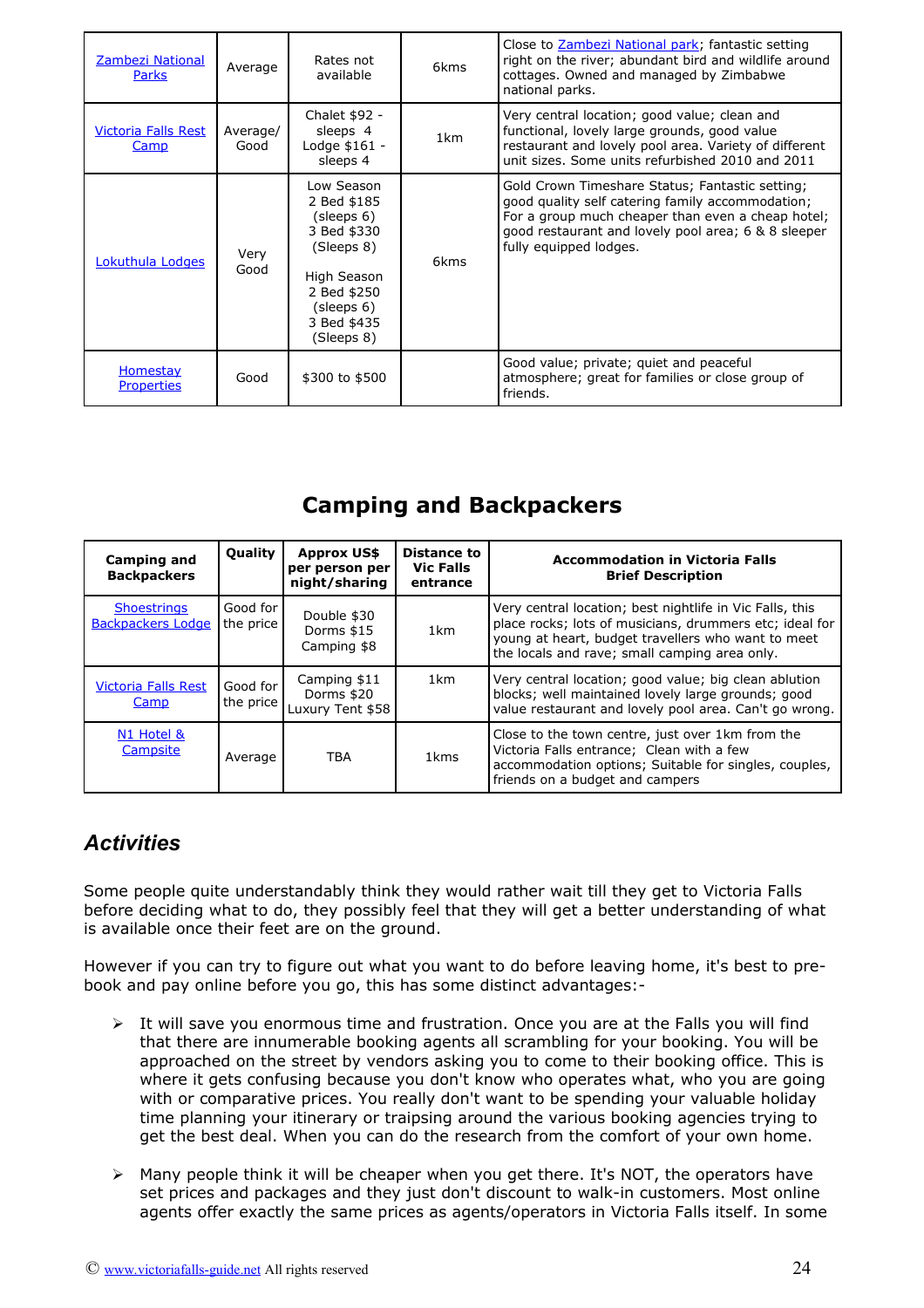| | | | | |
|---|---|---|---|---|
| Zambezi National Parks | Average | Rates not available | 6kms | Close to Zambezi National park; fantastic setting right on the river; abundant bird and wildlife around cottages. Owned and managed by Zimbabwe national parks. |
| Victoria Falls Rest Camp | Average/ Good | Chalet $92 - sleeps 4 Lodge $161 - sleeps 4 | 1km | Very central location; good value; clean and functional, lovely large grounds, good value restaurant and lovely pool area. Variety of different unit sizes. Some units refurbished 2010 and 2011 |
| Lokuthula Lodges | Very Good | Low Season 2 Bed $185 (sleeps 6) 3 Bed $330 (Sleeps 8) High Season 2 Bed $250 (sleeps 6) 3 Bed $435 (Sleeps 8) | 6kms | Gold Crown Timeshare Status; Fantastic setting; good quality self catering family accommodation; For a group much cheaper than even a cheap hotel; good restaurant and lovely pool area; 6 & 8 sleeper fully equipped lodges. |
| Homestay Properties | Good | $300 to $500 | | Good value; private; quiet and peaceful atmosphere; great for families or close group of friends. |

## Camping and Backpackers

| Camping and Backpackers | Quality | Approx US$ per person per night/sharing | Distance to Vic Falls entrance | Accommodation in Victoria Falls Brief Description |
|---|---|---|---|---|
| Shoestrings Backpackers Lodge | Good for the price | Double $30 Dorms $15 Camping $8 | 1km | Very central location; best nightlife in Vic Falls, this place rocks; lots of musicians, drummers etc; ideal for young at heart, budget travellers who want to meet the locals and rave; small camping area only. |
| Victoria Falls Rest Camp | Good for the price | Camping $11 Dorms $20 Luxury Tent $58 | 1km | Very central location; good value; big clean ablution blocks; well maintained lovely large grounds; good value restaurant and lovely pool area. Can't go wrong. |
| N1 Hotel & Campsite | Average | TBA | 1kms | Close to the town centre, just over 1km from the Victoria Falls entrance; Clean with a few accommodation options; Suitable for singles, couples, friends on a budget and campers |

## *Activities*

Some people quite understandably think they would rather wait till they get to Victoria Falls before deciding what to do, they possibly feel that they will get a better understanding of what is available once their feet are on the ground.

However if you can try to figure out what you want to do before leaving home, it's best to pre-book and pay online before you go, this has some distinct advantages:-

- It will save you enormous time and frustration. Once you are at the Falls you will find that there are innumerable booking agents all scrambling for your booking. You will be approached on the street by vendors asking you to come to their booking office. This is where it gets confusing because you don't know who operates what, who you are going with or comparative prices. You really don't want to be spending your valuable holiday time planning your itinerary or traipsing around the various booking agencies trying to get the best deal. When you can do the research from the comfort of your own home.

- Many people think it will be cheaper when you get there. It's NOT, the operators have set prices and packages and they just don't discount to walk-in customers. Most online agents offer exactly the same prices as agents/operators in Victoria Falls itself. In some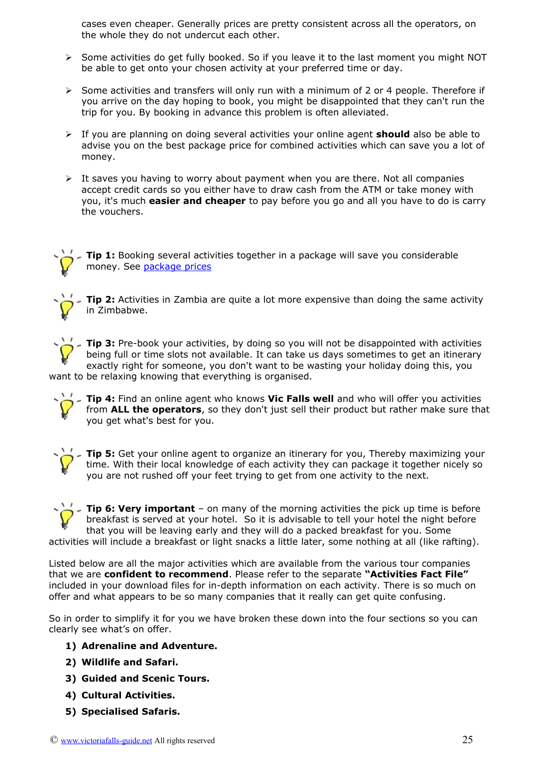cases even cheaper. Generally prices are pretty consistent across all the operators, on the whole they do not undercut each other.

- Some activities do get fully booked. So if you leave it to the last moment you might NOT be able to get onto your chosen activity at your preferred time or day.
- Some activities and transfers will only run with a minimum of 2 or 4 people. Therefore if you arrive on the day hoping to book, you might be disappointed that they can't run the trip for you. By booking in advance this problem is often alleviated.
- If you are planning on doing several activities your online agent **should** also be able to advise you on the best package price for combined activities which can save you a lot of money.
- It saves you having to worry about payment when you are there. Not all companies accept credit cards so you either have to draw cash from the ATM or take money with you, it's much **easier and cheaper** to pay before you go and all you have to do is carry the vouchers.

**Tip 1:** Booking several activities together in a package will save you considerable money. See [package prices]

**Tip 2:** Activities in Zambia are quite a lot more expensive than doing the same activity in Zimbabwe.

**Tip 3:** Pre-book your activities, by doing so you will not be disappointed with activities being full or time slots not available. It can take us days sometimes to get an itinerary exactly right for someone, you don't want to be wasting your holiday doing this, you want to be relaxing knowing that everything is organised.

**Tip 4:** Find an online agent who knows **Vic Falls well** and who will offer you activities from **ALL the operators**, so they don't just sell their product but rather make sure that you get what's best for you.

**Tip 5:** Get your online agent to organize an itinerary for you, Thereby maximizing your time. With their local knowledge of each activity they can package it together nicely so you are not rushed off your feet trying to get from one activity to the next.

**Tip 6: Very important** – on many of the morning activities the pick up time is before breakfast is served at your hotel. So it is advisable to tell your hotel the night before that you will be leaving early and they will do a packed breakfast for you. Some activities will include a breakfast or light snacks a little later, some nothing at all (like rafting).

Listed below are all the major activities which are available from the various tour companies that we are **confident to recommend**. Please refer to the separate **"Activities Fact File"** included in your download files for in-depth information on each activity. There is so much on offer and what appears to be so many companies that it really can get quite confusing.

So in order to simplify it for you we have broken these down into the four sections so you can clearly see what's on offer.

1) **Adrenaline and Adventure.**
2) **Wildlife and Safari.**
3) **Guided and Scenic Tours.**
4) **Cultural Activities.**
5) **Specialised Safaris.**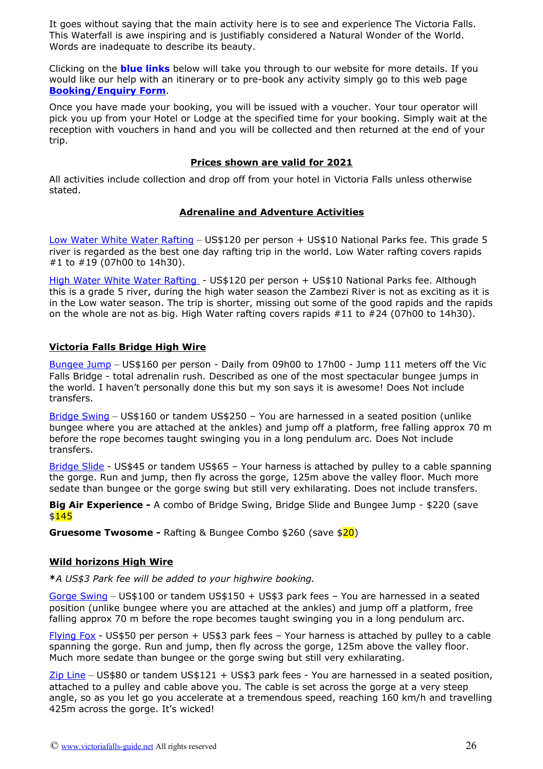It goes without saying that the main activity here is to see and experience The Victoria Falls. This Waterfall is awe inspiring and is justifiably considered a Natural Wonder of the World. Words are inadequate to describe its beauty.

Clicking on the **blue links** below will take you through to our website for more details. If you would like our help with an itinerary or to pre-book any activity simply go to this web page **Booking/Enquiry Form**.

Once you have made your booking, you will be issued with a voucher. Your tour operator will pick you up from your Hotel or Lodge at the specified time for your booking. Simply wait at the reception with vouchers in hand and you will be collected and then returned at the end of your trip.

**Prices shown are valid for 2021**

All activities include collection and drop off from your hotel in Victoria Falls unless otherwise stated.

## Adrenaline and Adventure Activities

Low Water White Water Rafting – US$120 per person + US$10 National Parks fee. This grade 5 river is regarded as the best one day rafting trip in the world. Low Water rafting covers rapids #1 to #19 (07h00 to 14h30).

High Water White Water Rafting - US$120 per person + US$10 National Parks fee. Although this is a grade 5 river, during the high water season the Zambezi River is not as exciting as it is in the Low water season. The trip is shorter, missing out some of the good rapids and the rapids on the whole are not as big. High Water rafting covers rapids #11 to #24 (07h00 to 14h30).

### Victoria Falls Bridge High Wire

Bungee Jump – US$160 per person - Daily from 09h00 to 17h00 - Jump 111 meters off the Vic Falls Bridge - total adrenalin rush. Described as one of the most spectacular bungee jumps in the world. I haven't personally done this but my son says it is awesome! Does Not include transfers.

Bridge Swing – US$160 or tandem US$250 – You are harnessed in a seated position (unlike bungee where you are attached at the ankles) and jump off a platform, free falling approx 70 m before the rope becomes taught swinging you in a long pendulum arc. Does Not include transfers.

Bridge Slide - US$45 or tandem US$65 – Your harness is attached by pulley to a cable spanning the gorge. Run and jump, then fly across the gorge, 125m above the valley floor. Much more sedate than bungee or the gorge swing but still very exhilarating. Does not include transfers.

**Big Air Experience -** A combo of Bridge Swing, Bridge Slide and Bungee Jump - $220 (save $145

**Gruesome Twosome -** Rafting & Bungee Combo $260 (save $20)

### Wild horizons High Wire

***A US$3 Park fee will be added to your highwire booking.***

Gorge Swing – US$100 or tandem US$150 + US$3 park fees – You are harnessed in a seated position (unlike bungee where you are attached at the ankles) and jump off a platform, free falling approx 70 m before the rope becomes taught swinging you in a long pendulum arc.

Flying Fox - US$50 per person + US$3 park fees – Your harness is attached by pulley to a cable spanning the gorge. Run and jump, then fly across the gorge, 125m above the valley floor. Much more sedate than bungee or the gorge swing but still very exhilarating.

Zip Line – US$80 or tandem US$121 + US$3 park fees - You are harnessed in a seated position, attached to a pulley and cable above you. The cable is set across the gorge at a very steep angle, so as you let go you accelerate at a tremendous speed, reaching 160 km/h and travelling 425m across the gorge. It's wicked!

© www.victoriafalls-guide.net All rights reserved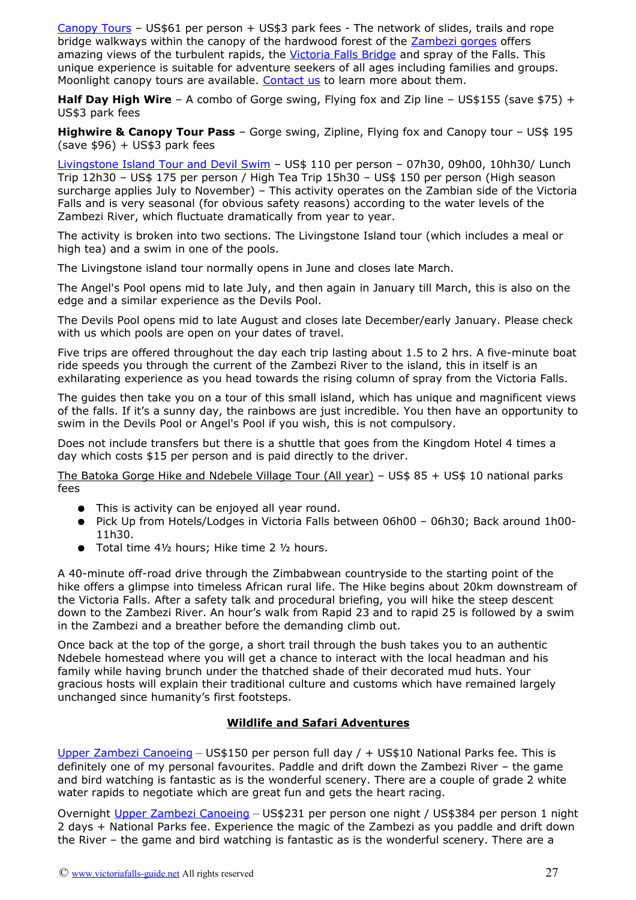[Canopy Tours](#) – US$61 per person + US$3 park fees - The network of slides, trails and rope bridge walkways within the canopy of the hardwood forest of the [Zambezi gorges](#) offers amazing views of the turbulent rapids, the [Victoria Falls Bridge](#) and spray of the Falls. This unique experience is suitable for adventure seekers of all ages including families and groups. Moonlight canopy tours are available. [Contact us](#) to learn more about them.

**Half Day High Wire** – A combo of Gorge swing, Flying fox and Zip line – US$155 (save $75) + US$3 park fees

**Highwire & Canopy Tour Pass** – Gorge swing, Zipline, Flying fox and Canopy tour – US$ 195 (save $96) + US$3 park fees

[Livingstone Island Tour and Devil Swim](#) – US$ 110 per person – 07h30, 09h00, 10hh30/ Lunch Trip 12h30 – US$ 175 per person / High Tea Trip 15h30 – US$ 150 per person (High season surcharge applies July to November) – This activity operates on the Zambian side of the Victoria Falls and is very seasonal (for obvious safety reasons) according to the water levels of the Zambezi River, which fluctuate dramatically from year to year.

The activity is broken into two sections. The Livingstone Island tour (which includes a meal or high tea) and a swim in one of the pools.

The Livingstone island tour normally opens in June and closes late March.

The Angel's Pool opens mid to late July, and then again in January till March, this is also on the edge and a similar experience as the Devils Pool.

The Devils Pool opens mid to late August and closes late December/early January. Please check with us which pools are open on your dates of travel.

Five trips are offered throughout the day each trip lasting about 1.5 to 2 hrs. A five-minute boat ride speeds you through the current of the Zambezi River to the island, this in itself is an exhilarating experience as you head towards the rising column of spray from the Victoria Falls.

The guides then take you on a tour of this small island, which has unique and magnificent views of the falls. If it's a sunny day, the rainbows are just incredible. You then have an opportunity to swim in the Devils Pool or Angel's Pool if you wish, this is not compulsory.

Does not include transfers but there is a shuttle that goes from the Kingdom Hotel 4 times a day which costs $15 per person and is paid directly to the driver.

The Batoka Gorge Hike and Ndebele Village Tour (All year) – US$ 85 + US$ 10 national parks fees

- This is activity can be enjoyed all year round.
- Pick Up from Hotels/Lodges in Victoria Falls between 06h00 – 06h30; Back around 1h00-11h30.
- Total time 4½ hours; Hike time 2 ½ hours.

A 40-minute off-road drive through the Zimbabwean countryside to the starting point of the hike offers a glimpse into timeless African rural life. The Hike begins about 20km downstream of the Victoria Falls. After a safety talk and procedural briefing, you will hike the steep descent down to the Zambezi River. An hour's walk from Rapid 23 and to rapid 25 is followed by a swim in the Zambezi and a breather before the demanding climb out.

Once back at the top of the gorge, a short trail through the bush takes you to an authentic Ndebele homestead where you will get a chance to interact with the local headman and his family while having brunch under the thatched shade of their decorated mud huts. Your gracious hosts will explain their traditional culture and customs which have remained largely unchanged since humanity's first footsteps.

## Wildlife and Safari Adventures

[Upper Zambezi Canoeing](#) – US$150 per person full day / + US$10 National Parks fee. This is definitely one of my personal favourites. Paddle and drift down the Zambezi River – the game and bird watching is fantastic as is the wonderful scenery. There are a couple of grade 2 white water rapids to negotiate which are great fun and gets the heart racing.

Overnight [Upper Zambezi Canoeing](#) – US$231 per person one night / US$384 per person 1 night 2 days + National Parks fee. Experience the magic of the Zambezi as you paddle and drift down the River – the game and bird watching is fantastic as is the wonderful scenery. There are a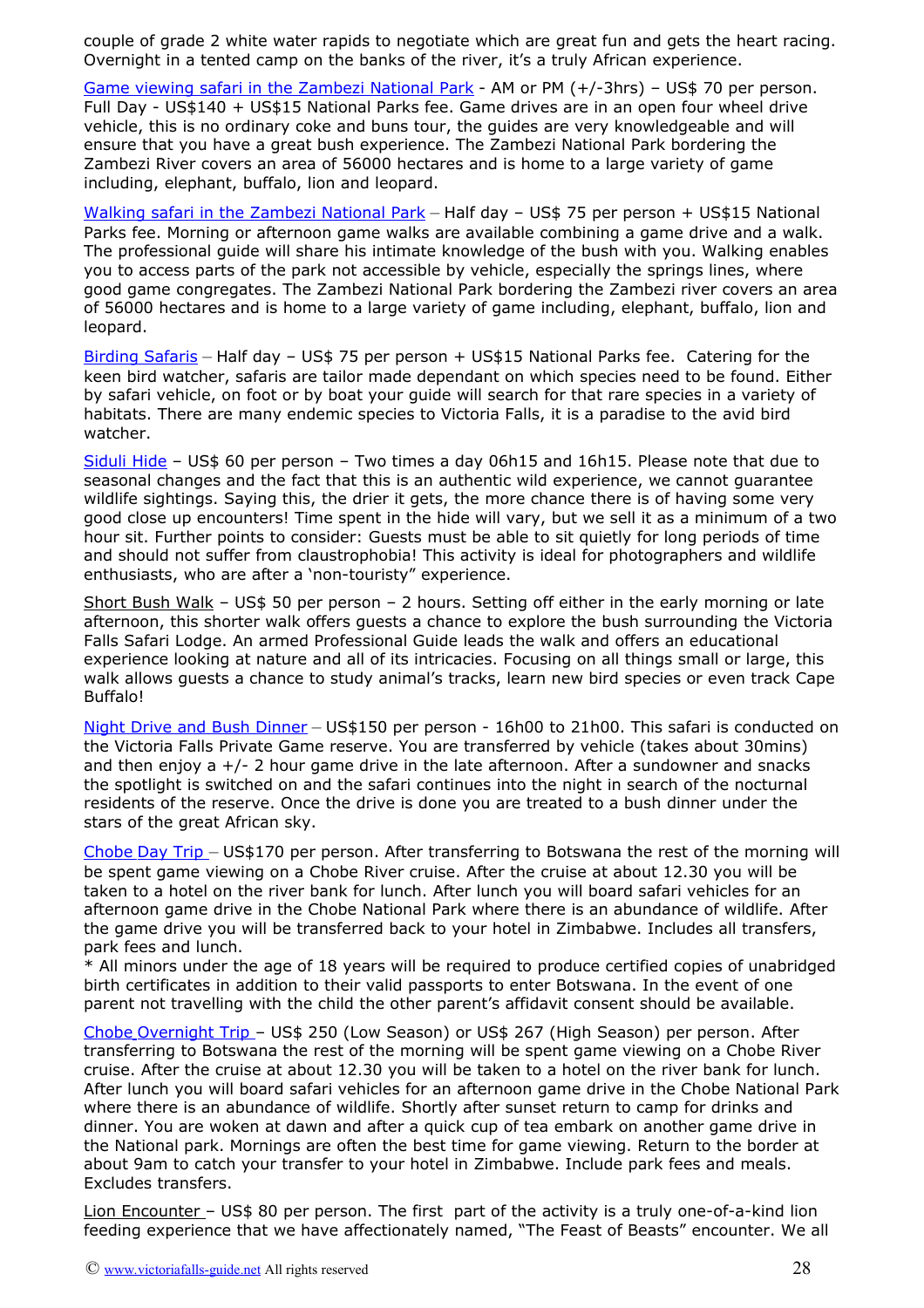couple of grade 2 white water rapids to negotiate which are great fun and gets the heart racing. Overnight in a tented camp on the banks of the river, it's a truly African experience.

Game viewing safari in the Zambezi National Park - AM or PM (+/-3hrs) – US$ 70 per person. Full Day - US$140 + US$15 National Parks fee. Game drives are in an open four wheel drive vehicle, this is no ordinary coke and buns tour, the guides are very knowledgeable and will ensure that you have a great bush experience. The Zambezi National Park bordering the Zambezi River covers an area of 56000 hectares and is home to a large variety of game including, elephant, buffalo, lion and leopard.

Walking safari in the Zambezi National Park – Half day – US$ 75 per person + US$15 National Parks fee. Morning or afternoon game walks are available combining a game drive and a walk. The professional guide will share his intimate knowledge of the bush with you. Walking enables you to access parts of the park not accessible by vehicle, especially the springs lines, where good game congregates. The Zambezi National Park bordering the Zambezi river covers an area of 56000 hectares and is home to a large variety of game including, elephant, buffalo, lion and leopard.

Birding Safaris – Half day – US$ 75 per person + US$15 National Parks fee. Catering for the keen bird watcher, safaris are tailor made dependant on which species need to be found. Either by safari vehicle, on foot or by boat your guide will search for that rare species in a variety of habitats. There are many endemic species to Victoria Falls, it is a paradise to the avid bird watcher.

Siduli Hide – US$ 60 per person – Two times a day 06h15 and 16h15. Please note that due to seasonal changes and the fact that this is an authentic wild experience, we cannot guarantee wildlife sightings. Saying this, the drier it gets, the more chance there is of having some very good close up encounters! Time spent in the hide will vary, but we sell it as a minimum of a two hour sit. Further points to consider: Guests must be able to sit quietly for long periods of time and should not suffer from claustrophobia! This activity is ideal for photographers and wildlife enthusiasts, who are after a 'non-touristy" experience.

Short Bush Walk – US$ 50 per person – 2 hours. Setting off either in the early morning or late afternoon, this shorter walk offers guests a chance to explore the bush surrounding the Victoria Falls Safari Lodge. An armed Professional Guide leads the walk and offers an educational experience looking at nature and all of its intricacies. Focusing on all things small or large, this walk allows guests a chance to study animal's tracks, learn new bird species or even track Cape Buffalo!

Night Drive and Bush Dinner – US$150 per person - 16h00 to 21h00. This safari is conducted on the Victoria Falls Private Game reserve. You are transferred by vehicle (takes about 30mins) and then enjoy a +/- 2 hour game drive in the late afternoon. After a sundowner and snacks the spotlight is switched on and the safari continues into the night in search of the nocturnal residents of the reserve. Once the drive is done you are treated to a bush dinner under the stars of the great African sky.

Chobe Day Trip – US$170 per person. After transferring to Botswana the rest of the morning will be spent game viewing on a Chobe River cruise. After the cruise at about 12.30 you will be taken to a hotel on the river bank for lunch. After lunch you will board safari vehicles for an afternoon game drive in the Chobe National Park where there is an abundance of wildlife. After the game drive you will be transferred back to your hotel in Zimbabwe. Includes all transfers, park fees and lunch.
* All minors under the age of 18 years will be required to produce certified copies of unabridged birth certificates in addition to their valid passports to enter Botswana. In the event of one parent not travelling with the child the other parent's affidavit consent should be available.

Chobe Overnight Trip – US$ 250 (Low Season) or US$ 267 (High Season) per person. After transferring to Botswana the rest of the morning will be spent game viewing on a Chobe River cruise. After the cruise at about 12.30 you will be taken to a hotel on the river bank for lunch. After lunch you will board safari vehicles for an afternoon game drive in the Chobe National Park where there is an abundance of wildlife. Shortly after sunset return to camp for drinks and dinner. You are woken at dawn and after a quick cup of tea embark on another game drive in the National park. Mornings are often the best time for game viewing. Return to the border at about 9am to catch your transfer to your hotel in Zimbabwe. Include park fees and meals. Excludes transfers.

Lion Encounter – US$ 80 per person. The first part of the activity is a truly one-of-a-kind lion feeding experience that we have affectionately named, "The Feast of Beasts" encounter. We all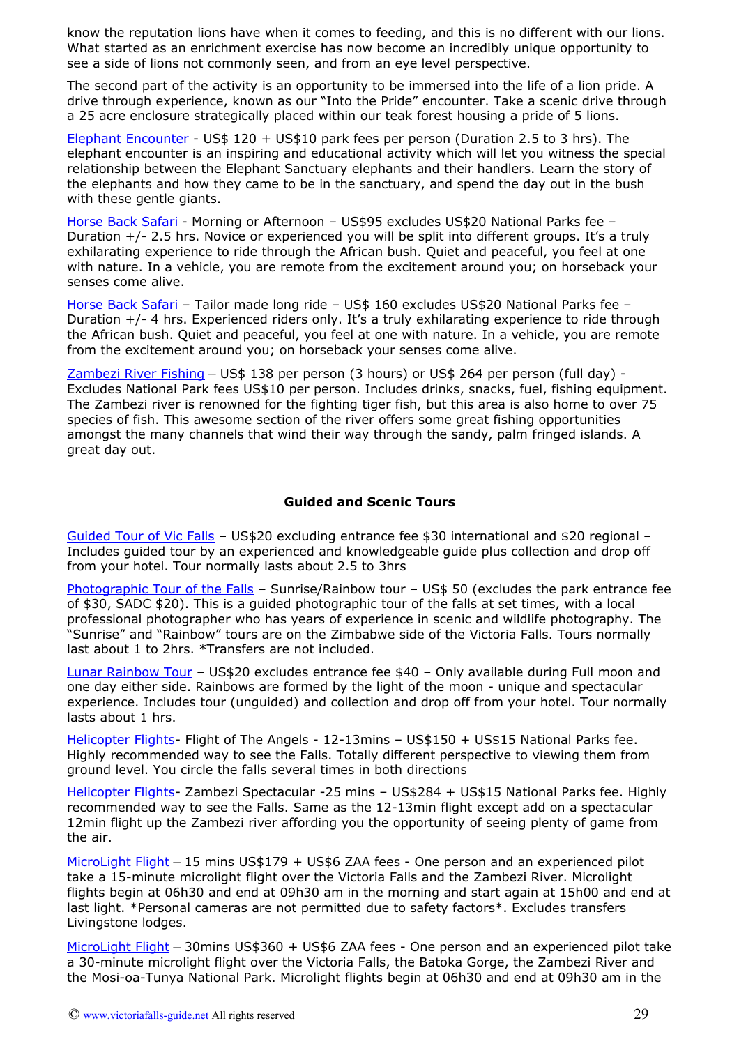know the reputation lions have when it comes to feeding, and this is no different with our lions. What started as an enrichment exercise has now become an incredibly unique opportunity to see a side of lions not commonly seen, and from an eye level perspective.

The second part of the activity is an opportunity to be immersed into the life of a lion pride. A drive through experience, known as our "Into the Pride" encounter. Take a scenic drive through a 25 acre enclosure strategically placed within our teak forest housing a pride of 5 lions.

Elephant Encounter - US$ 120 + US$10 park fees per person (Duration 2.5 to 3 hrs). The elephant encounter is an inspiring and educational activity which will let you witness the special relationship between the Elephant Sanctuary elephants and their handlers. Learn the story of the elephants and how they came to be in the sanctuary, and spend the day out in the bush with these gentle giants.

Horse Back Safari - Morning or Afternoon – US$95 excludes US$20 National Parks fee – Duration +/- 2.5 hrs. Novice or experienced you will be split into different groups. It's a truly exhilarating experience to ride through the African bush. Quiet and peaceful, you feel at one with nature. In a vehicle, you are remote from the excitement around you; on horseback your senses come alive.

Horse Back Safari – Tailor made long ride – US$ 160 excludes US$20 National Parks fee – Duration +/- 4 hrs. Experienced riders only. It's a truly exhilarating experience to ride through the African bush. Quiet and peaceful, you feel at one with nature. In a vehicle, you are remote from the excitement around you; on horseback your senses come alive.

Zambezi River Fishing – US$ 138 per person (3 hours) or US$ 264 per person (full day) - Excludes National Park fees US$10 per person. Includes drinks, snacks, fuel, fishing equipment. The Zambezi river is renowned for the fighting tiger fish, but this area is also home to over 75 species of fish. This awesome section of the river offers some great fishing opportunities amongst the many channels that wind their way through the sandy, palm fringed islands. A great day out.

## Guided and Scenic Tours

Guided Tour of Vic Falls – US$20 excluding entrance fee $30 international and $20 regional – Includes guided tour by an experienced and knowledgeable guide plus collection and drop off from your hotel. Tour normally lasts about 2.5 to 3hrs

Photographic Tour of the Falls – Sunrise/Rainbow tour – US$ 50 (excludes the park entrance fee of $30, SADC $20). This is a guided photographic tour of the falls at set times, with a local professional photographer who has years of experience in scenic and wildlife photography. The "Sunrise" and "Rainbow" tours are on the Zimbabwe side of the Victoria Falls. Tours normally last about 1 to 2hrs. *Transfers are not included.

Lunar Rainbow Tour – US$20 excludes entrance fee $40 – Only available during Full moon and one day either side. Rainbows are formed by the light of the moon - unique and spectacular experience. Includes tour (unguided) and collection and drop off from your hotel. Tour normally lasts about 1 hrs.

Helicopter Flights- Flight of The Angels - 12-13mins – US$150 + US$15 National Parks fee. Highly recommended way to see the Falls. Totally different perspective to viewing them from ground level. You circle the falls several times in both directions

Helicopter Flights- Zambezi Spectacular -25 mins – US$284 + US$15 National Parks fee. Highly recommended way to see the Falls. Same as the 12-13min flight except add on a spectacular 12min flight up the Zambezi river affording you the opportunity of seeing plenty of game from the air.

MicroLight Flight – 15 mins US$179 + US$6 ZAA fees - One person and an experienced pilot take a 15-minute microlight flight over the Victoria Falls and the Zambezi River. Microlight flights begin at 06h30 and end at 09h30 am in the morning and start again at 15h00 and end at last light. *Personal cameras are not permitted due to safety factors*. Excludes transfers Livingstone lodges.

MicroLight Flight – 30mins US$360 + US$6 ZAA fees - One person and an experienced pilot take a 30-minute microlight flight over the Victoria Falls, the Batoka Gorge, the Zambezi River and the Mosi-oa-Tunya National Park. Microlight flights begin at 06h30 and end at 09h30 am in the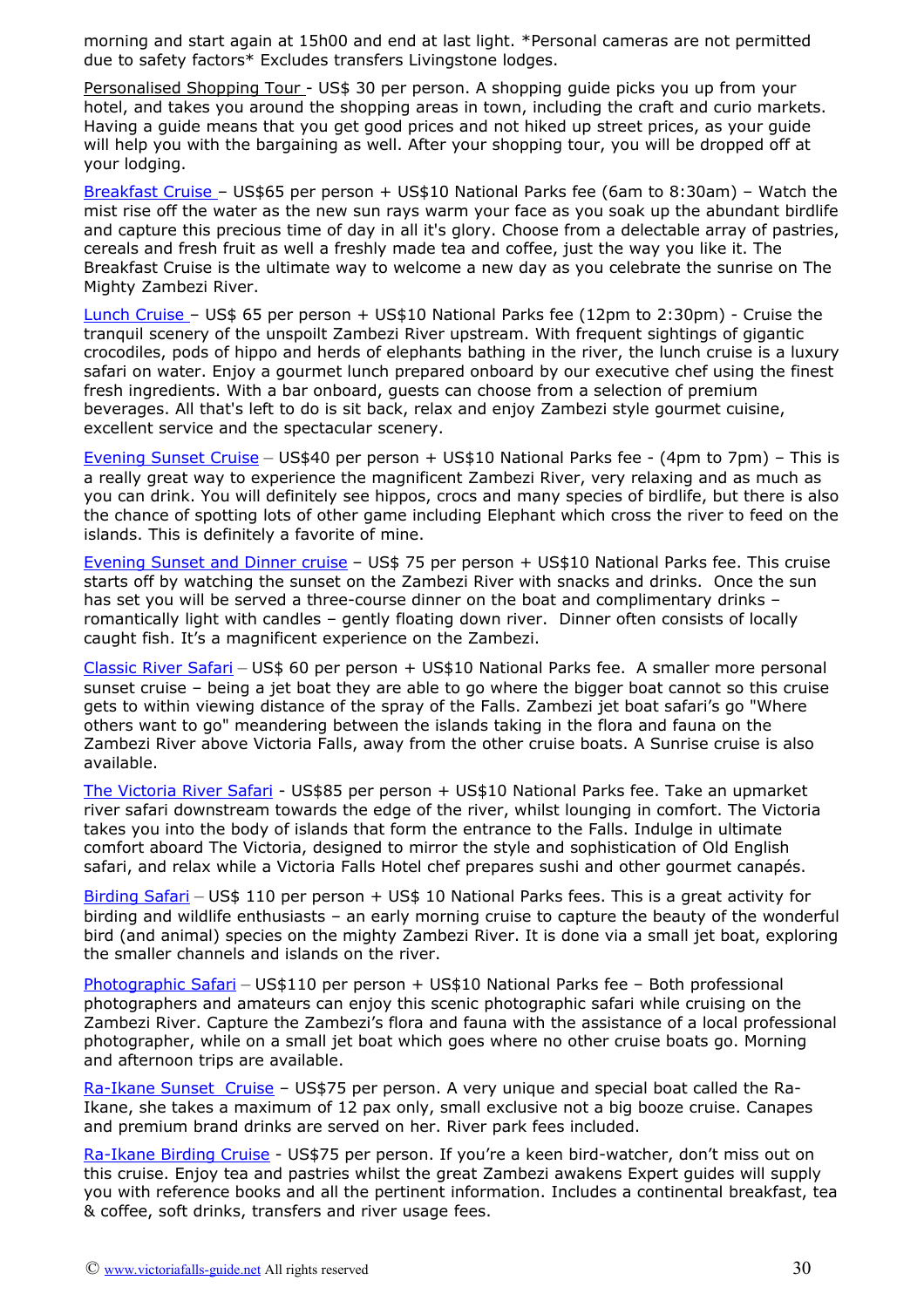morning and start again at 15h00 and end at last light. *Personal cameras are not permitted due to safety factors* Excludes transfers Livingstone lodges.

Personalised Shopping Tour - US$ 30 per person. A shopping guide picks you up from your hotel, and takes you around the shopping areas in town, including the craft and curio markets. Having a guide means that you get good prices and not hiked up street prices, as your guide will help you with the bargaining as well. After your shopping tour, you will be dropped off at your lodging.

Breakfast Cruise – US$65 per person + US$10 National Parks fee (6am to 8:30am) – Watch the mist rise off the water as the new sun rays warm your face as you soak up the abundant birdlife and capture this precious time of day in all it's glory. Choose from a delectable array of pastries, cereals and fresh fruit as well a freshly made tea and coffee, just the way you like it. The Breakfast Cruise is the ultimate way to welcome a new day as you celebrate the sunrise on The Mighty Zambezi River.

Lunch Cruise – US$ 65 per person + US$10 National Parks fee (12pm to 2:30pm) - Cruise the tranquil scenery of the unspoilt Zambezi River upstream. With frequent sightings of gigantic crocodiles, pods of hippo and herds of elephants bathing in the river, the lunch cruise is a luxury safari on water. Enjoy a gourmet lunch prepared onboard by our executive chef using the finest fresh ingredients. With a bar onboard, guests can choose from a selection of premium beverages. All that's left to do is sit back, relax and enjoy Zambezi style gourmet cuisine, excellent service and the spectacular scenery.

Evening Sunset Cruise – US$40 per person + US$10 National Parks fee - (4pm to 7pm) – This is a really great way to experience the magnificent Zambezi River, very relaxing and as much as you can drink. You will definitely see hippos, crocs and many species of birdlife, but there is also the chance of spotting lots of other game including Elephant which cross the river to feed on the islands. This is definitely a favorite of mine.

Evening Sunset and Dinner cruise – US$ 75 per person + US$10 National Parks fee. This cruise starts off by watching the sunset on the Zambezi River with snacks and drinks. Once the sun has set you will be served a three-course dinner on the boat and complimentary drinks – romantically light with candles – gently floating down river. Dinner often consists of locally caught fish. It's a magnificent experience on the Zambezi.

Classic River Safari – US$ 60 per person + US$10 National Parks fee. A smaller more personal sunset cruise – being a jet boat they are able to go where the bigger boat cannot so this cruise gets to within viewing distance of the spray of the Falls. Zambezi jet boat safari's go "Where others want to go" meandering between the islands taking in the flora and fauna on the Zambezi River above Victoria Falls, away from the other cruise boats. A Sunrise cruise is also available.

The Victoria River Safari - US$85 per person + US$10 National Parks fee. Take an upmarket river safari downstream towards the edge of the river, whilst lounging in comfort. The Victoria takes you into the body of islands that form the entrance to the Falls. Indulge in ultimate comfort aboard The Victoria, designed to mirror the style and sophistication of Old English safari, and relax while a Victoria Falls Hotel chef prepares sushi and other gourmet canapés.

Birding Safari – US$ 110 per person + US$ 10 National Parks fees. This is a great activity for birding and wildlife enthusiasts – an early morning cruise to capture the beauty of the wonderful bird (and animal) species on the mighty Zambezi River. It is done via a small jet boat, exploring the smaller channels and islands on the river.

Photographic Safari – US$110 per person + US$10 National Parks fee – Both professional photographers and amateurs can enjoy this scenic photographic safari while cruising on the Zambezi River. Capture the Zambezi's flora and fauna with the assistance of a local professional photographer, while on a small jet boat which goes where no other cruise boats go. Morning and afternoon trips are available.

Ra-Ikane Sunset Cruise – US$75 per person. A very unique and special boat called the Ra-Ikane, she takes a maximum of 12 pax only, small exclusive not a big booze cruise. Canapes and premium brand drinks are served on her. River park fees included.

Ra-Ikane Birding Cruise - US$75 per person. If you're a keen bird-watcher, don't miss out on this cruise. Enjoy tea and pastries whilst the great Zambezi awakens Expert guides will supply you with reference books and all the pertinent information. Includes a continental breakfast, tea & coffee, soft drinks, transfers and river usage fees.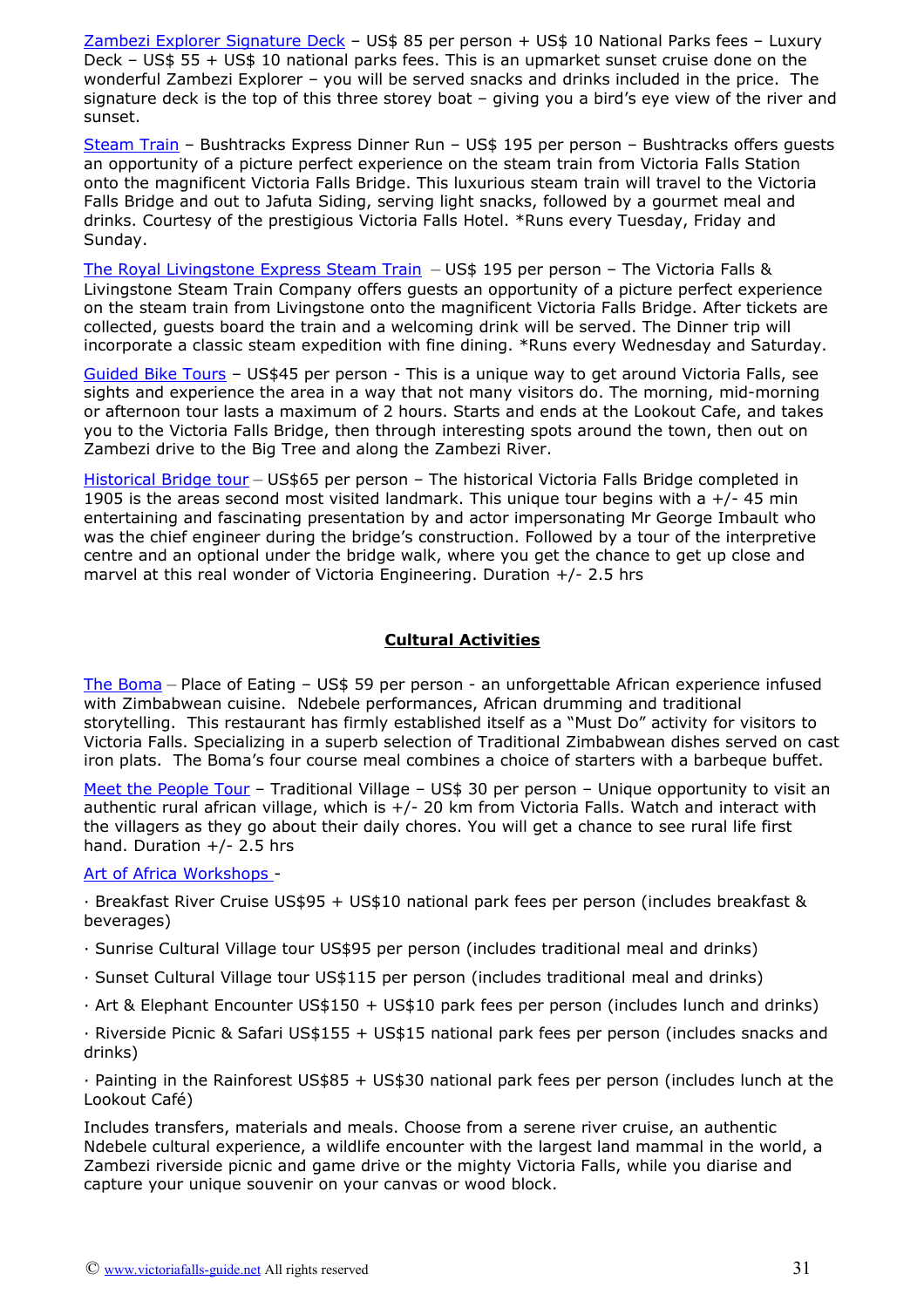Zambezi Explorer Signature Deck – US$ 85 per person + US$ 10 National Parks fees – Luxury Deck – US$ 55 + US$ 10 national parks fees. This is an upmarket sunset cruise done on the wonderful Zambezi Explorer – you will be served snacks and drinks included in the price. The signature deck is the top of this three storey boat – giving you a bird's eye view of the river and sunset.

Steam Train – Bushtracks Express Dinner Run – US$ 195 per person – Bushtracks offers guests an opportunity of a picture perfect experience on the steam train from Victoria Falls Station onto the magnificent Victoria Falls Bridge. This luxurious steam train will travel to the Victoria Falls Bridge and out to Jafuta Siding, serving light snacks, followed by a gourmet meal and drinks. Courtesy of the prestigious Victoria Falls Hotel. *Runs every Tuesday, Friday and Sunday.

The Royal Livingstone Express Steam Train – US$ 195 per person – The Victoria Falls & Livingstone Steam Train Company offers guests an opportunity of a picture perfect experience on the steam train from Livingstone onto the magnificent Victoria Falls Bridge. After tickets are collected, guests board the train and a welcoming drink will be served. The Dinner trip will incorporate a classic steam expedition with fine dining. *Runs every Wednesday and Saturday.

Guided Bike Tours – US$45 per person - This is a unique way to get around Victoria Falls, see sights and experience the area in a way that not many visitors do. The morning, mid-morning or afternoon tour lasts a maximum of 2 hours. Starts and ends at the Lookout Cafe, and takes you to the Victoria Falls Bridge, then through interesting spots around the town, then out on Zambezi drive to the Big Tree and along the Zambezi River.

Historical Bridge tour – US$65 per person – The historical Victoria Falls Bridge completed in 1905 is the areas second most visited landmark. This unique tour begins with a +/- 45 min entertaining and fascinating presentation by and actor impersonating Mr George Imbault who was the chief engineer during the bridge's construction. Followed by a tour of the interpretive centre and an optional under the bridge walk, where you get the chance to get up close and marvel at this real wonder of Victoria Engineering. Duration +/- 2.5 hrs

## Cultural Activities

The Boma – Place of Eating – US$ 59 per person - an unforgettable African experience infused with Zimbabwean cuisine. Ndebele performances, African drumming and traditional storytelling. This restaurant has firmly established itself as a "Must Do" activity for visitors to Victoria Falls. Specializing in a superb selection of Traditional Zimbabwean dishes served on cast iron plates. The Boma's four course meal combines a choice of starters with a barbeque buffet.

Meet the People Tour – Traditional Village – US$ 30 per person – Unique opportunity to visit an authentic rural african village, which is +/- 20 km from Victoria Falls. Watch and interact with the villagers as they go about their daily chores. You will get a chance to see rural life first hand. Duration +/- 2.5 hrs

Art of Africa Workshops -

· Breakfast River Cruise US$95 + US$10 national park fees per person (includes breakfast & beverages)

· Sunrise Cultural Village tour US$95 per person (includes traditional meal and drinks)

· Sunset Cultural Village tour US$115 per person (includes traditional meal and drinks)

· Art & Elephant Encounter US$150 + US$10 park fees per person (includes lunch and drinks)

· Riverside Picnic & Safari US$155 + US$15 national park fees per person (includes snacks and drinks)

· Painting in the Rainforest US$85 + US$30 national park fees per person (includes lunch at the Lookout Café)

Includes transfers, materials and meals. Choose from a serene river cruise, an authentic Ndebele cultural experience, a wildlife encounter with the largest land mammal in the world, a Zambezi riverside picnic and game drive or the mighty Victoria Falls, while you diarise and capture your unique souvenir on your canvas or wood block.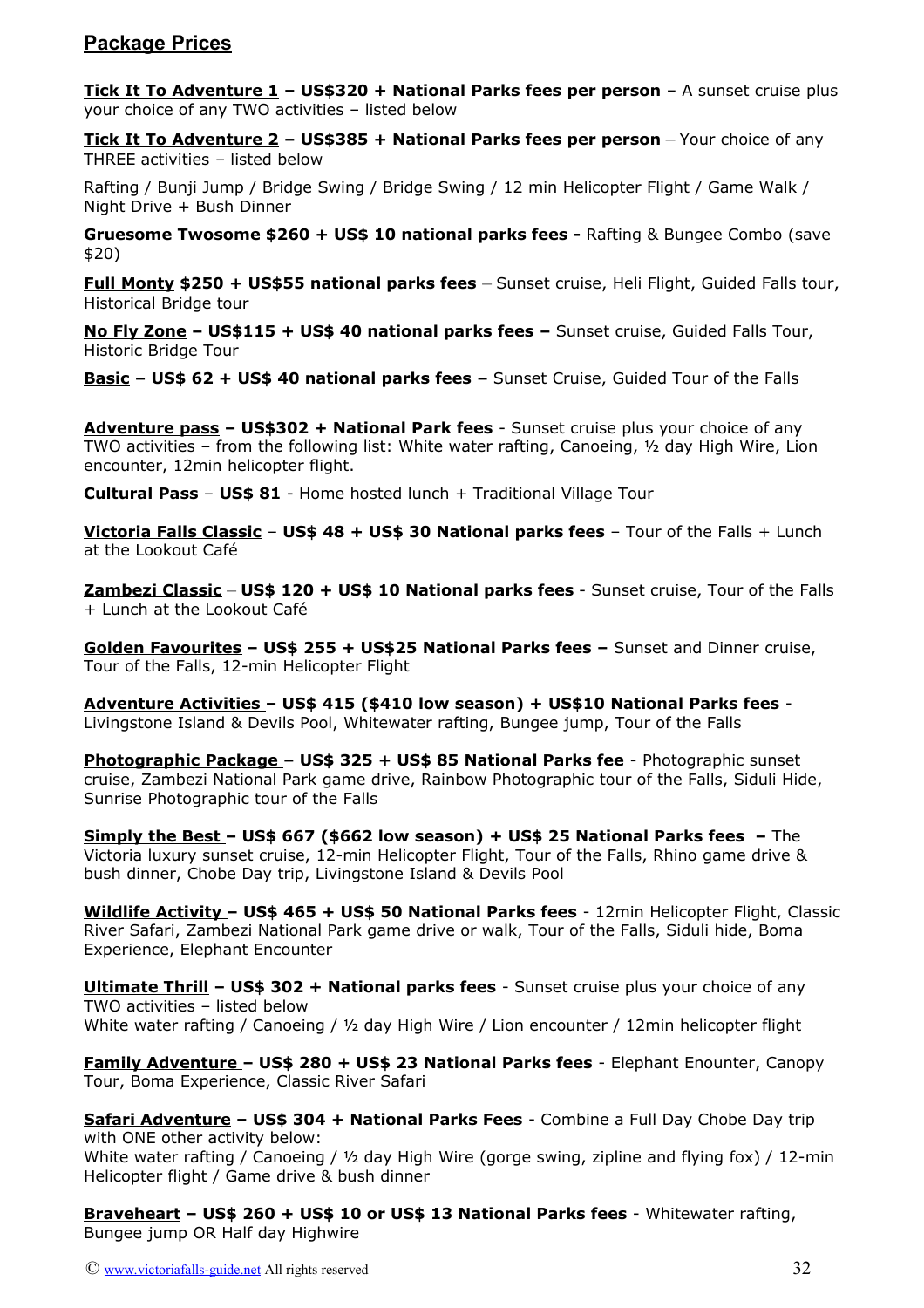## Package Prices

**Tick It To Adventure 1 – US$320 + National Parks fees per person** – A sunset cruise plus your choice of any TWO activities – listed below

**Tick It To Adventure 2 – US$385 + National Parks fees per person** – Your choice of any THREE activities – listed below

Rafting / Bunji Jump / Bridge Swing / Bridge Swing / 12 min Helicopter Flight / Game Walk / Night Drive + Bush Dinner

**Gruesome Twosome $260 + US$ 10 national parks fees -** Rafting & Bungee Combo (save $20)

**Full Monty $250 + US$55 national parks fees** – Sunset cruise, Heli Flight, Guided Falls tour, Historical Bridge tour

**No Fly Zone – US$115 + US$ 40 national parks fees –** Sunset cruise, Guided Falls Tour, Historic Bridge Tour

**Basic – US$ 62 + US$ 40 national parks fees –** Sunset Cruise, Guided Tour of the Falls

**Adventure pass – US$302 + National Park fees** - Sunset cruise plus your choice of any TWO activities – from the following list: White water rafting, Canoeing, ½ day High Wire, Lion encounter, 12min helicopter flight.

**Cultural Pass** – **US$ 81** - Home hosted lunch + Traditional Village Tour

**Victoria Falls Classic** – **US$ 48 + US$ 30 National parks fees** – Tour of the Falls + Lunch at the Lookout Café

**Zambezi Classic** – **US$ 120 + US$ 10 National parks fees** - Sunset cruise, Tour of the Falls + Lunch at the Lookout Café

**Golden Favourites – US$ 255 + US$25 National Parks fees –** Sunset and Dinner cruise, Tour of the Falls, 12-min Helicopter Flight

**Adventure Activities – US$ 415 ($410 low season) + US$10 National Parks fees** - Livingstone Island & Devils Pool, Whitewater rafting, Bungee jump, Tour of the Falls

**Photographic Package – US$ 325 + US$ 85 National Parks fee** - Photographic sunset cruise, Zambezi National Park game drive, Rainbow Photographic tour of the Falls, Siduli Hide, Sunrise Photographic tour of the Falls

**Simply the Best – US$ 667 ($662 low season) + US$ 25 National Parks fees –** The Victoria luxury sunset cruise, 12-min Helicopter Flight, Tour of the Falls, Rhino game drive & bush dinner, Chobe Day trip, Livingstone Island & Devils Pool

**Wildlife Activity – US$ 465 + US$ 50 National Parks fees** - 12min Helicopter Flight, Classic River Safari, Zambezi National Park game drive or walk, Tour of the Falls, Siduli hide, Boma Experience, Elephant Encounter

**Ultimate Thrill – US$ 302 + National parks fees** - Sunset cruise plus your choice of any TWO activities – listed below
White water rafting / Canoeing / ½ day High Wire / Lion encounter / 12min helicopter flight

**Family Adventure – US$ 280 + US$ 23 National Parks fees** - Elephant Enounter, Canopy Tour, Boma Experience, Classic River Safari

**Safari Adventure – US$ 304 + National Parks Fees** - Combine a Full Day Chobe Day trip with ONE other activity below:
White water rafting / Canoeing / ½ day High Wire (gorge swing, zipline and flying fox) / 12-min Helicopter flight / Game drive & bush dinner

**Braveheart – US$ 260 + US$ 10 or US$ 13 National Parks fees** - Whitewater rafting, Bungee jump OR Half day Highwire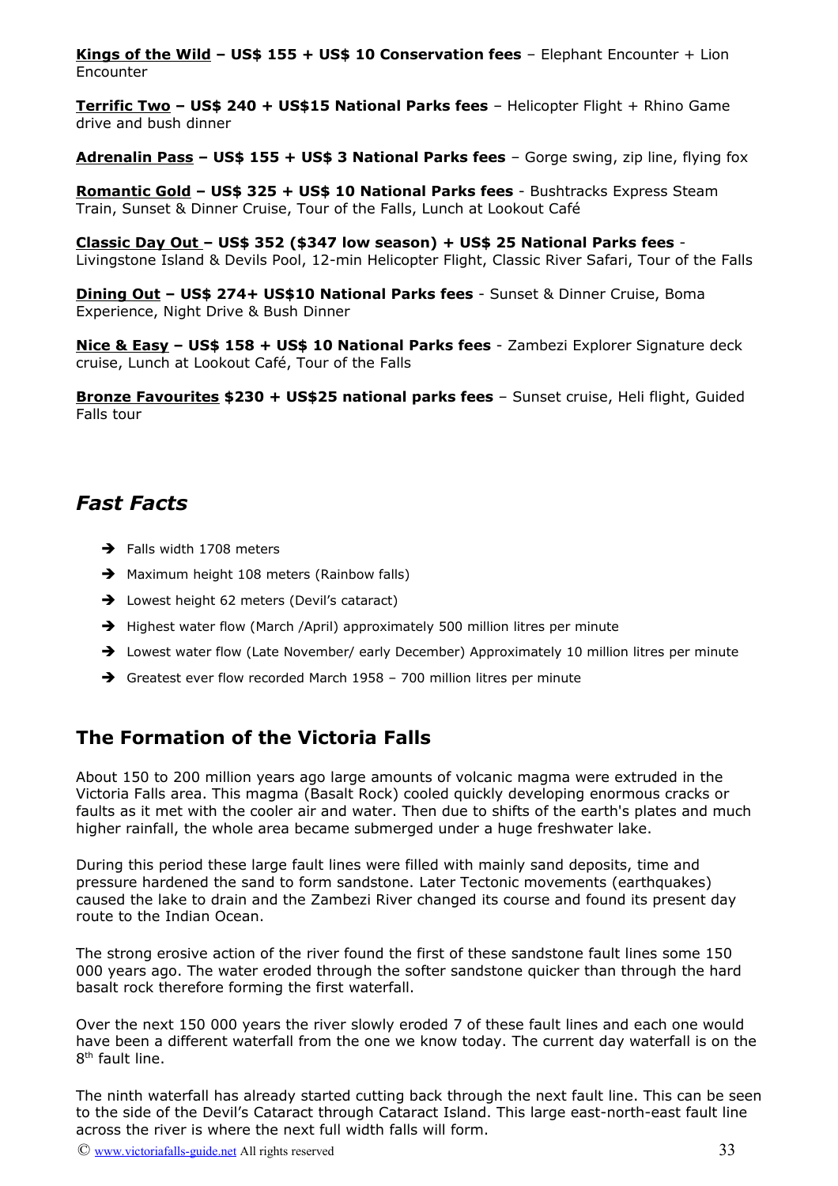**Kings of the Wild – US$ 155 + US$ 10 Conservation fees** – Elephant Encounter + Lion Encounter

**Terrific Two – US$ 240 + US$15 National Parks fees** – Helicopter Flight + Rhino Game drive and bush dinner

**Adrenalin Pass – US$ 155 + US$ 3 National Parks fees** – Gorge swing, zip line, flying fox

**Romantic Gold – US$ 325 + US$ 10 National Parks fees** - Bushtracks Express Steam Train, Sunset & Dinner Cruise, Tour of the Falls, Lunch at Lookout Café

**Classic Day Out – US$ 352 ($347 low season) + US$ 25 National Parks fees** - Livingstone Island & Devils Pool, 12-min Helicopter Flight, Classic River Safari, Tour of the Falls

**Dining Out – US$ 274+ US$10 National Parks fees** - Sunset & Dinner Cruise, Boma Experience, Night Drive & Bush Dinner

**Nice & Easy – US$ 158 + US$ 10 National Parks fees** - Zambezi Explorer Signature deck cruise, Lunch at Lookout Café, Tour of the Falls

**Bronze Favourites $230 + US$25 national parks fees** – Sunset cruise, Heli flight, Guided Falls tour

## *Fast Facts*

- Falls width 1708 meters
- Maximum height 108 meters (Rainbow falls)
- Lowest height 62 meters (Devil's cataract)
- Highest water flow (March /April) approximately 500 million litres per minute
- Lowest water flow (Late November/ early December) Approximately 10 million litres per minute
- Greatest ever flow recorded March 1958 – 700 million litres per minute

## The Formation of the Victoria Falls

About 150 to 200 million years ago large amounts of volcanic magma were extruded in the Victoria Falls area. This magma (Basalt Rock) cooled quickly developing enormous cracks or faults as it met with the cooler air and water. Then due to shifts of the earth's plates and much higher rainfall, the whole area became submerged under a huge freshwater lake.

During this period these large fault lines were filled with mainly sand deposits, time and pressure hardened the sand to form sandstone. Later Tectonic movements (earthquakes) caused the lake to drain and the Zambezi River changed its course and found its present day route to the Indian Ocean.

The strong erosive action of the river found the first of these sandstone fault lines some 150 000 years ago. The water eroded through the softer sandstone quicker than through the hard basalt rock therefore forming the first waterfall.

Over the next 150 000 years the river slowly eroded 7 of these fault lines and each one would have been a different waterfall from the one we know today. The current day waterfall is on the 8th fault line.

The ninth waterfall has already started cutting back through the next fault line. This can be seen to the side of the Devil's Cataract through Cataract Island. This large east-north-east fault line across the river is where the next full width falls will form.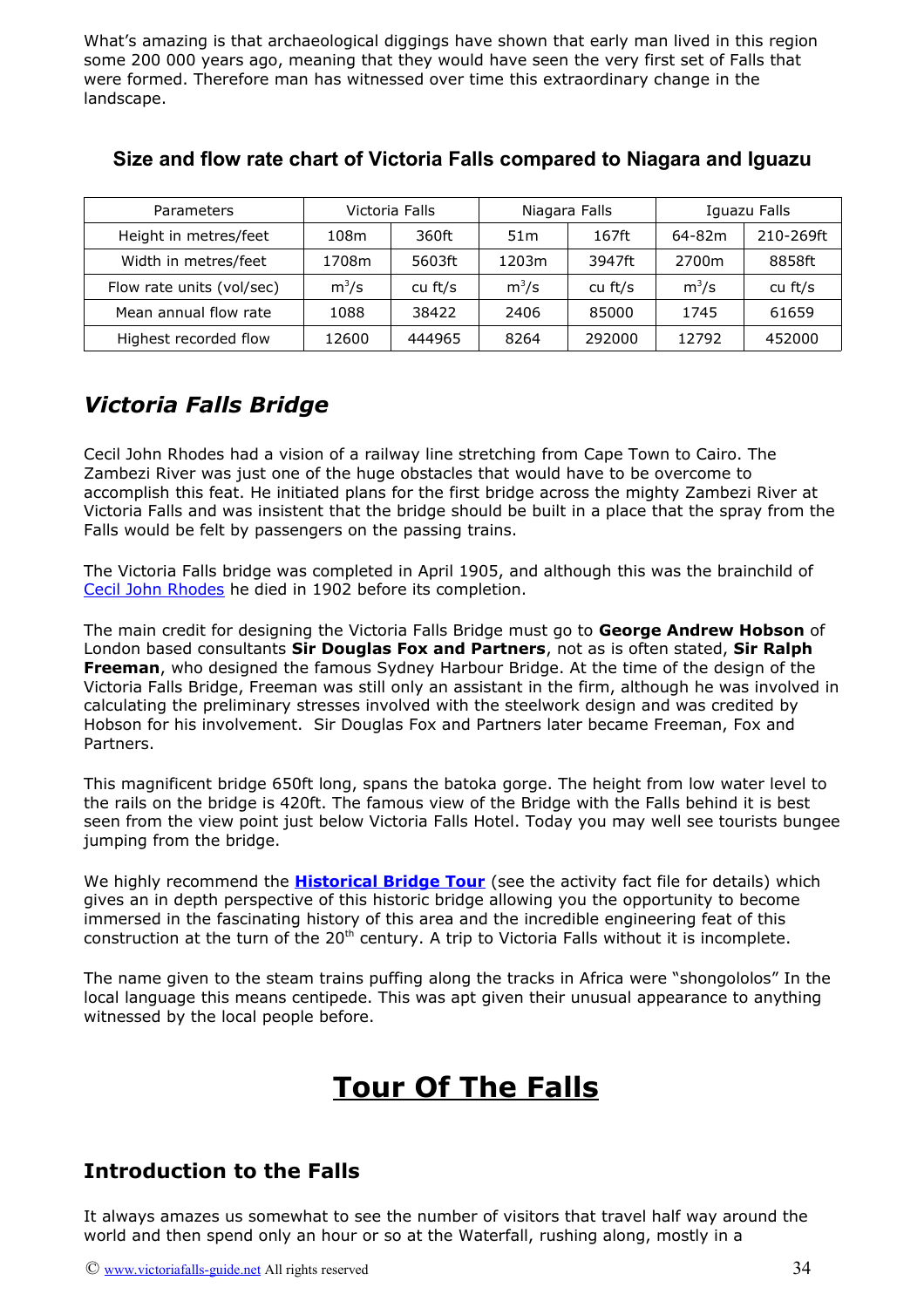What's amazing is that archaeological diggings have shown that early man lived in this region some 200 000 years ago, meaning that they would have seen the very first set of Falls that were formed. Therefore man has witnessed over time this extraordinary change in the landscape.

### Size and flow rate chart of Victoria Falls compared to Niagara and Iguazu

| Parameters | Victoria Falls | | Niagara Falls | | Iguazu Falls | |
|---|---|---|---|---|---|---|
| Height in metres/feet | 108m | 360ft | 51m | 167ft | 64-82m | 210-269ft |
| Width in metres/feet | 1708m | 5603ft | 1203m | 3947ft | 2700m | 8858ft |
| Flow rate units (vol/sec) | $m^3/s$ | cu ft/s | $m^3/s$ | cu ft/s | $m^3/s$ | cu ft/s |
| Mean annual flow rate | 1088 | 38422 | 2406 | 85000 | 1745 | 61659 |
| Highest recorded flow | 12600 | 444965 | 8264 | 292000 | 12792 | 452000 |

## *Victoria Falls Bridge*

Cecil John Rhodes had a vision of a railway line stretching from Cape Town to Cairo. The Zambezi River was just one of the huge obstacles that would have to be overcome to accomplish this feat. He initiated plans for the first bridge across the mighty Zambezi River at Victoria Falls and was insistent that the bridge should be built in a place that the spray from the Falls would be felt by passengers on the passing trains.

The Victoria Falls bridge was completed in April 1905, and although this was the brainchild of Cecil John Rhodes he died in 1902 before its completion.

The main credit for designing the Victoria Falls Bridge must go to **George Andrew Hobson** of London based consultants **Sir Douglas Fox and Partners**, not as is often stated, **Sir Ralph Freeman**, who designed the famous Sydney Harbour Bridge. At the time of the design of the Victoria Falls Bridge, Freeman was still only an assistant in the firm, although he was involved in calculating the preliminary stresses involved with the steelwork design and was credited by Hobson for his involvement. Sir Douglas Fox and Partners later became Freeman, Fox and Partners.

This magnificent bridge 650ft long, spans the batoka gorge. The height from low water level to the rails on the bridge is 420ft. The famous view of the Bridge with the Falls behind it is best seen from the view point just below Victoria Falls Hotel. Today you may well see tourists bungee jumping from the bridge.

We highly recommend the **Historical Bridge Tour** (see the activity fact file for details) which gives an in depth perspective of this historic bridge allowing you the opportunity to become immersed in the fascinating history of this area and the incredible engineering feat of this construction at the turn of the 20th century. A trip to Victoria Falls without it is incomplete.

The name given to the steam trains puffing along the tracks in Africa were "shongololos" In the local language this means centipede. This was apt given their unusual appearance to anything witnessed by the local people before.

# Tour Of The Falls

## Introduction to the Falls

It always amazes us somewhat to see the number of visitors that travel half way around the world and then spend only an hour or so at the Waterfall, rushing along, mostly in a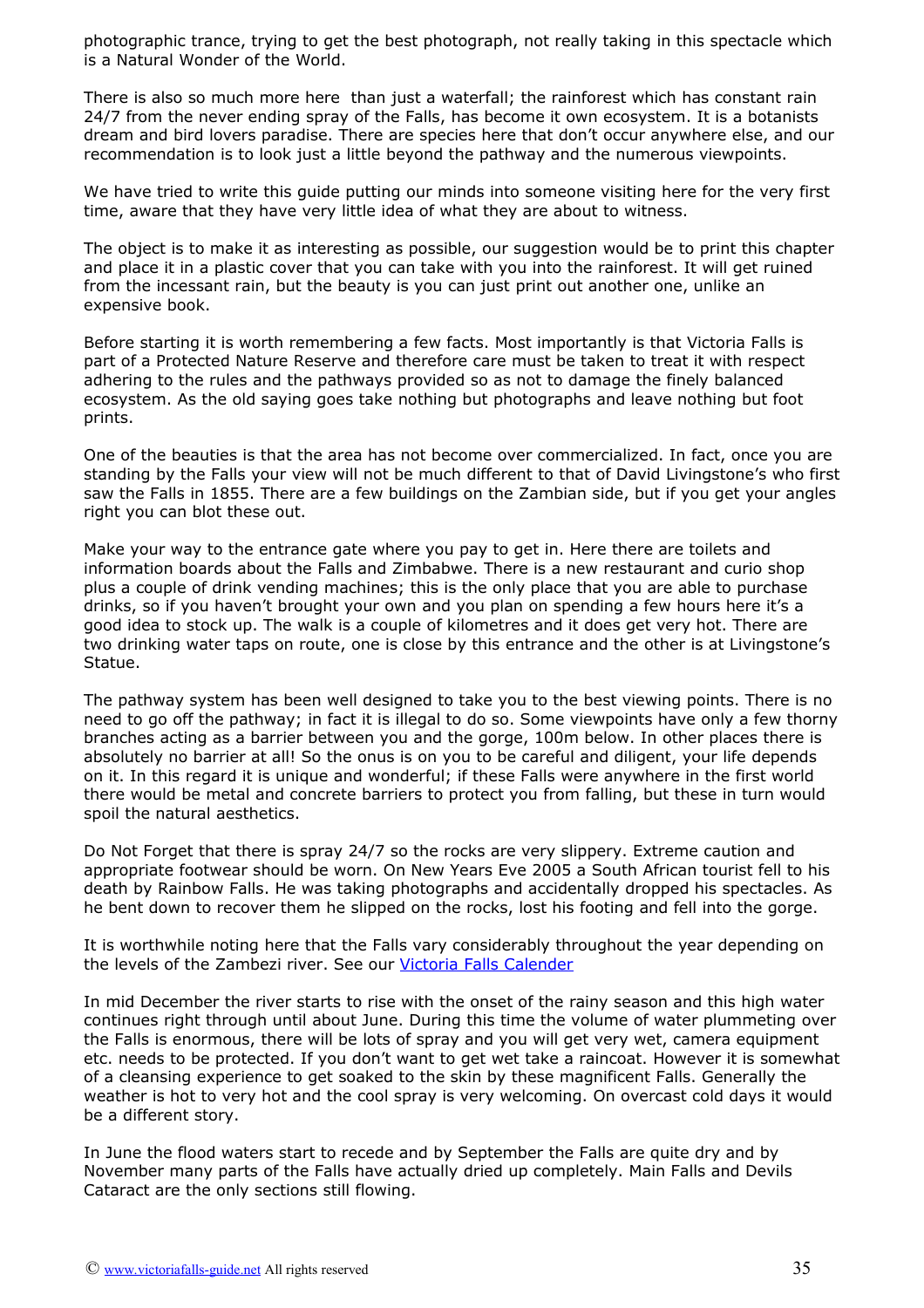photographic trance, trying to get the best photograph, not really taking in this spectacle which is a Natural Wonder of the World.

There is also so much more here than just a waterfall; the rainforest which has constant rain 24/7 from the never ending spray of the Falls, has become it own ecosystem. It is a botanists dream and bird lovers paradise. There are species here that don't occur anywhere else, and our recommendation is to look just a little beyond the pathway and the numerous viewpoints.

We have tried to write this guide putting our minds into someone visiting here for the very first time, aware that they have very little idea of what they are about to witness.

The object is to make it as interesting as possible, our suggestion would be to print this chapter and place it in a plastic cover that you can take with you into the rainforest. It will get ruined from the incessant rain, but the beauty is you can just print out another one, unlike an expensive book.

Before starting it is worth remembering a few facts. Most importantly is that Victoria Falls is part of a Protected Nature Reserve and therefore care must be taken to treat it with respect adhering to the rules and the pathways provided so as not to damage the finely balanced ecosystem. As the old saying goes take nothing but photographs and leave nothing but foot prints.

One of the beauties is that the area has not become over commercialized. In fact, once you are standing by the Falls your view will not be much different to that of David Livingstone's who first saw the Falls in 1855. There are a few buildings on the Zambian side, but if you get your angles right you can blot these out.

Make your way to the entrance gate where you pay to get in. Here there are toilets and information boards about the Falls and Zimbabwe. There is a new restaurant and curio shop plus a couple of drink vending machines; this is the only place that you are able to purchase drinks, so if you haven't brought your own and you plan on spending a few hours here it's a good idea to stock up. The walk is a couple of kilometres and it does get very hot. There are two drinking water taps on route, one is close by this entrance and the other is at Livingstone's Statue.

The pathway system has been well designed to take you to the best viewing points. There is no need to go off the pathway; in fact it is illegal to do so. Some viewpoints have only a few thorny branches acting as a barrier between you and the gorge, 100m below. In other places there is absolutely no barrier at all! So the onus is on you to be careful and diligent, your life depends on it. In this regard it is unique and wonderful; if these Falls were anywhere in the first world there would be metal and concrete barriers to protect you from falling, but these in turn would spoil the natural aesthetics.

Do Not Forget that there is spray 24/7 so the rocks are very slippery. Extreme caution and appropriate footwear should be worn. On New Years Eve 2005 a South African tourist fell to his death by Rainbow Falls. He was taking photographs and accidentally dropped his spectacles. As he bent down to recover them he slipped on the rocks, lost his footing and fell into the gorge.

It is worthwhile noting here that the Falls vary considerably throughout the year depending on the levels of the Zambezi river. See our [Victoria Falls Calender]

In mid December the river starts to rise with the onset of the rainy season and this high water continues right through until about June. During this time the volume of water plummeting over the Falls is enormous, there will be lots of spray and you will get very wet, camera equipment etc. needs to be protected. If you don't want to get wet take a raincoat. However it is somewhat of a cleansing experience to get soaked to the skin by these magnificent Falls. Generally the weather is hot to very hot and the cool spray is very welcoming. On overcast cold days it would be a different story.

In June the flood waters start to recede and by September the Falls are quite dry and by November many parts of the Falls have actually dried up completely. Main Falls and Devils Cataract are the only sections still flowing.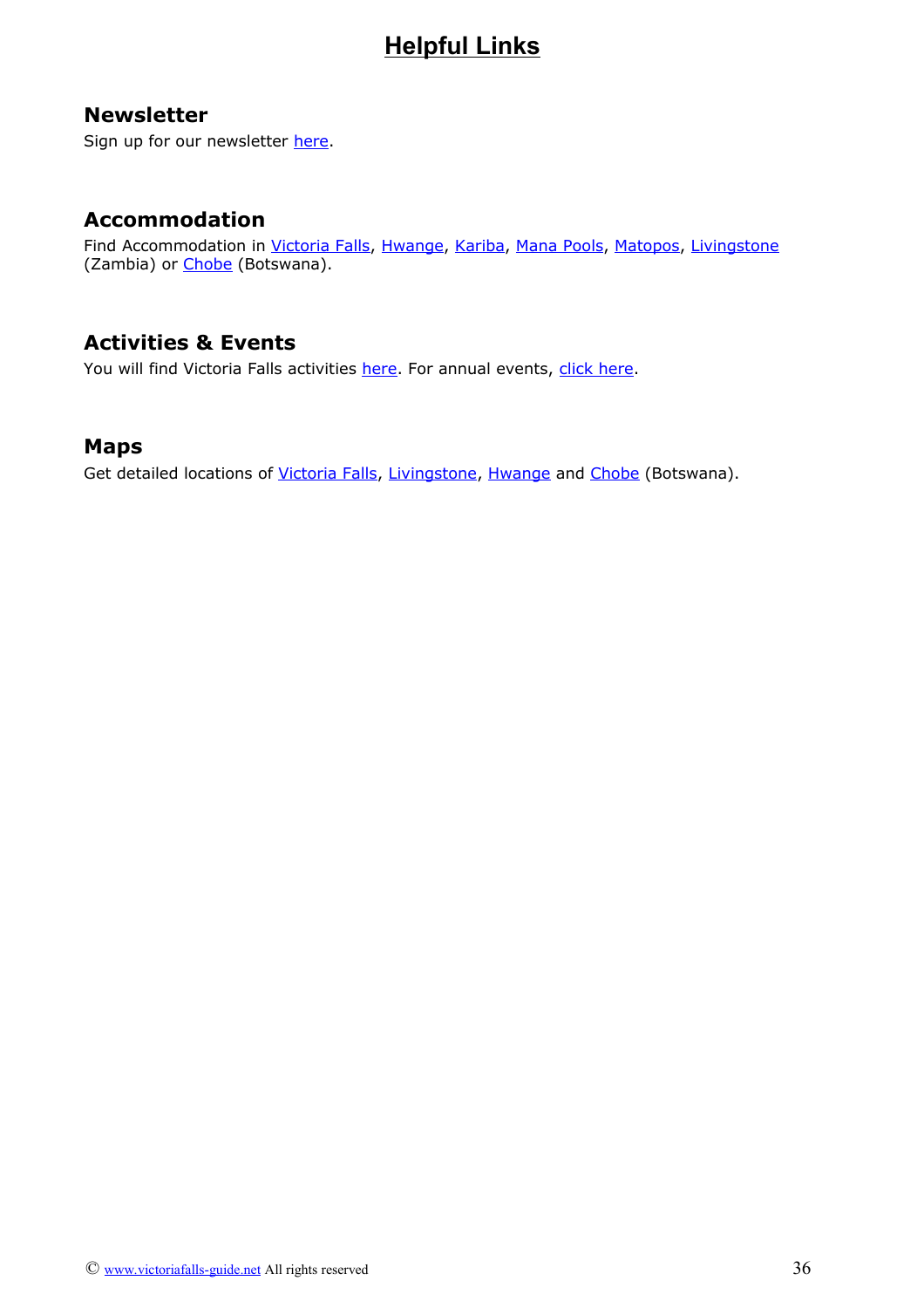# Helpful Links

## Newsletter

Sign up for our newsletter here.

## Accommodation

Find Accommodation in Victoria Falls, Hwange, Kariba, Mana Pools, Matopos, Livingstone (Zambia) or Chobe (Botswana).

## Activities & Events

You will find Victoria Falls activities here. For annual events, click here.

## Maps

Get detailed locations of Victoria Falls, Livingstone, Hwange and Chobe (Botswana).